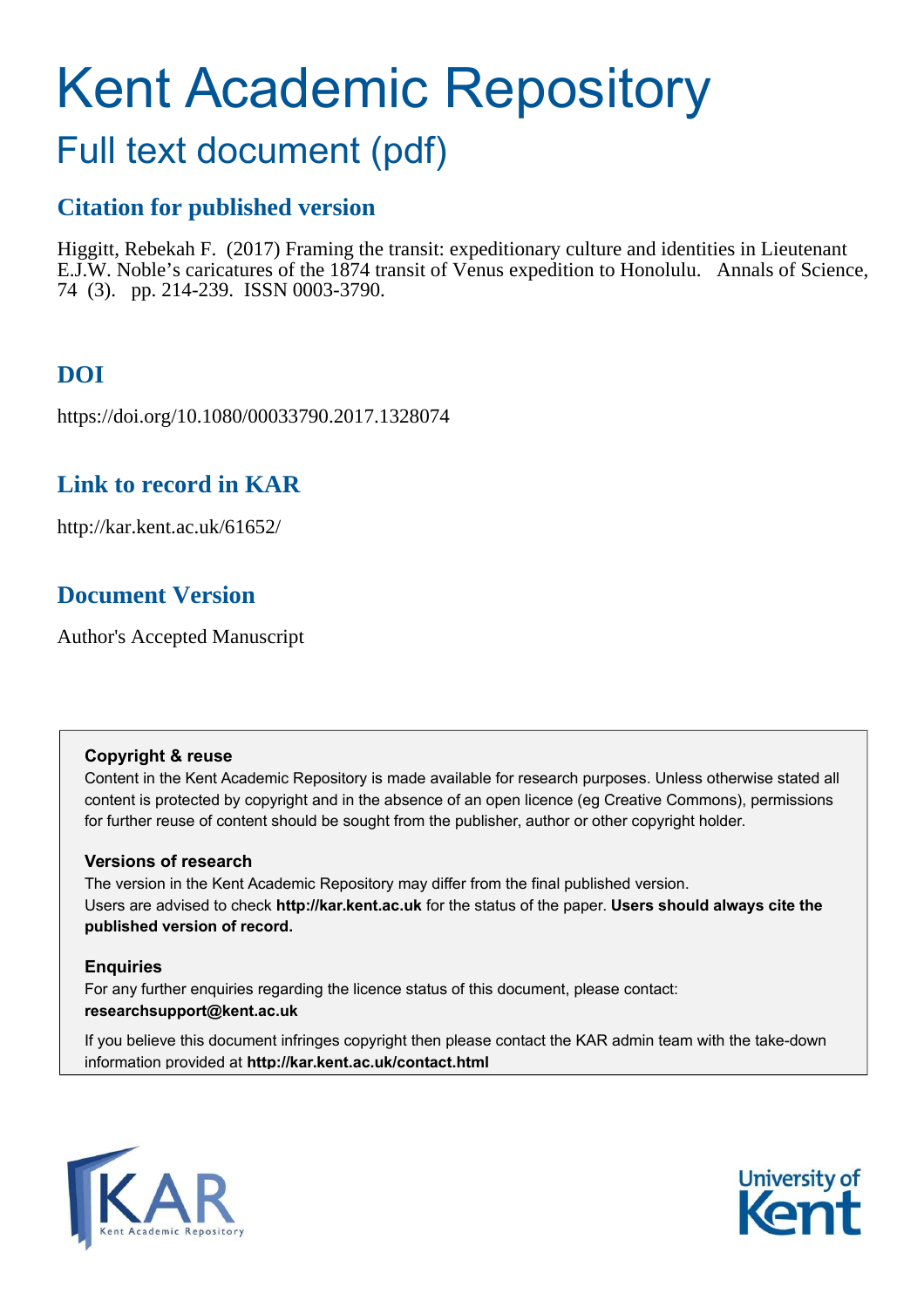# Kent Academic Repository

## Full text document (pdf)

### Citation for published version

Higgitt, Rebekah F. (2017) Framing the transit: expeditionary culture and identities in Lieutenant E.J.W. Noble's caricatures of the 1874 transit of Venus expedition to Honolulu. Annals of Science, 74 (3). pp. 214-239. ISSN 0003-3790.

### DOI

https://doi.org/10.1080/00033790.2017.1328074

### Link to record in KAR

http://kar.kent.ac.uk/61652/

### Document Version

Author's Accepted Manuscript

**Copyright & reuse**

Content in the Kent Academic Repository is made available for research purposes. Unless otherwise stated all content is protected by copyright and in the absence of an open licence (eg Creative Commons), permissions for further reuse of content should be sought from the publisher, author or other copyright holder.

**Versions of research**

The version in the Kent Academic Repository may differ from the final published version. Users are advised to check **http://kar.kent.ac.uk** for the status of the paper. **Users should always cite the published version of record.**

**Enquiries**

For any further enquiries regarding the licence status of this document, please contact: **researchsupport@kent.ac.uk**

If you believe this document infringes copyright then please contact the KAR admin team with the take-down information provided at **http://kar.kent.ac.uk/contact.html**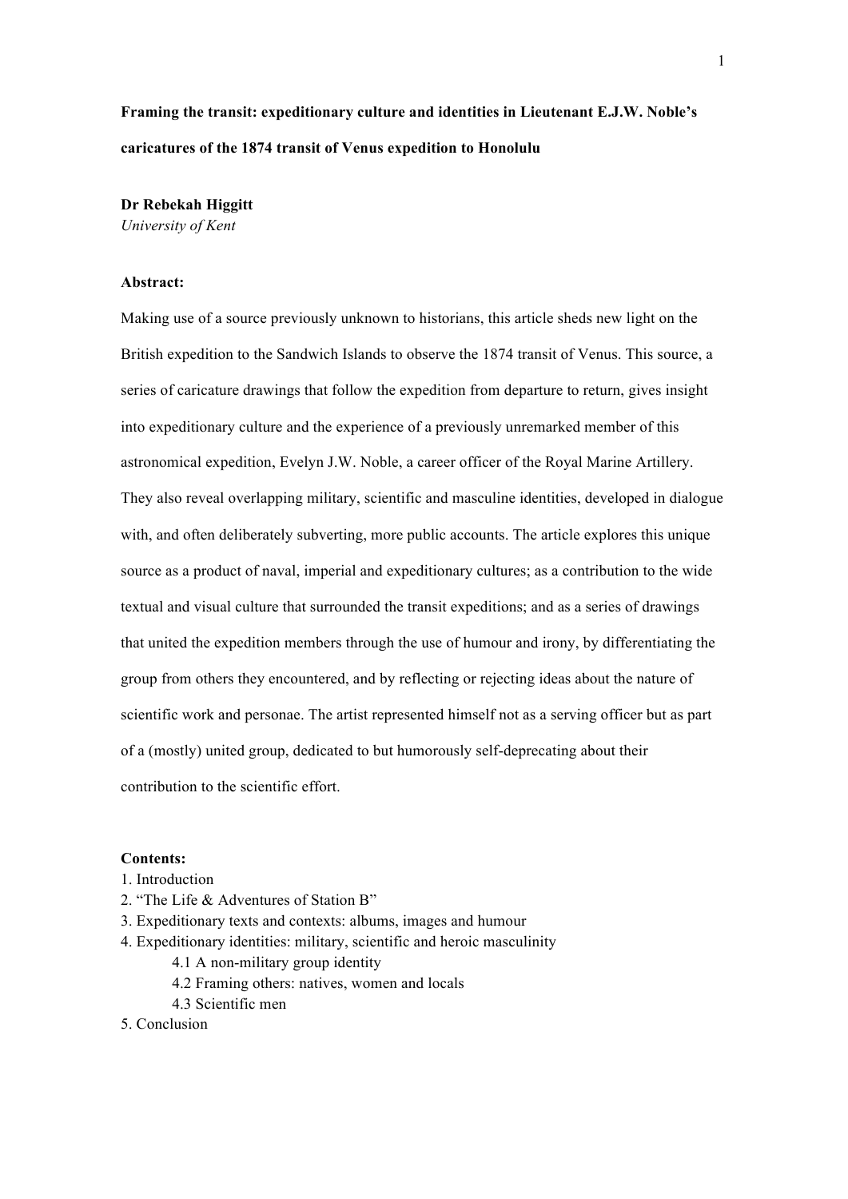**Framing the transit: expeditionary culture and identities in Lieutenant E.J.W. Noble's caricatures of the 1874 transit of Venus expedition to Honolulu**

**Dr Rebekah Higgitt**
*University of Kent*

**Abstract:**

Making use of a source previously unknown to historians, this article sheds new light on the British expedition to the Sandwich Islands to observe the 1874 transit of Venus. This source, a series of caricature drawings that follow the expedition from departure to return, gives insight into expeditionary culture and the experience of a previously unremarked member of this astronomical expedition, Evelyn J.W. Noble, a career officer of the Royal Marine Artillery. They also reveal overlapping military, scientific and masculine identities, developed in dialogue with, and often deliberately subverting, more public accounts. The article explores this unique source as a product of naval, imperial and expeditionary cultures; as a contribution to the wide textual and visual culture that surrounded the transit expeditions; and as a series of drawings that united the expedition members through the use of humour and irony, by differentiating the group from others they encountered, and by reflecting or rejecting ideas about the nature of scientific work and personae. The artist represented himself not as a serving officer but as part of a (mostly) united group, dedicated to but humorously self-deprecating about their contribution to the scientific effort.

**Contents:**

1. Introduction
2. "The Life & Adventures of Station B"
3. Expeditionary texts and contexts: albums, images and humour
4. Expeditionary identities: military, scientific and heroic masculinity
    - 4.1 A non-military group identity
    - 4.2 Framing others: natives, women and locals
    - 4.3 Scientific men
5. Conclusion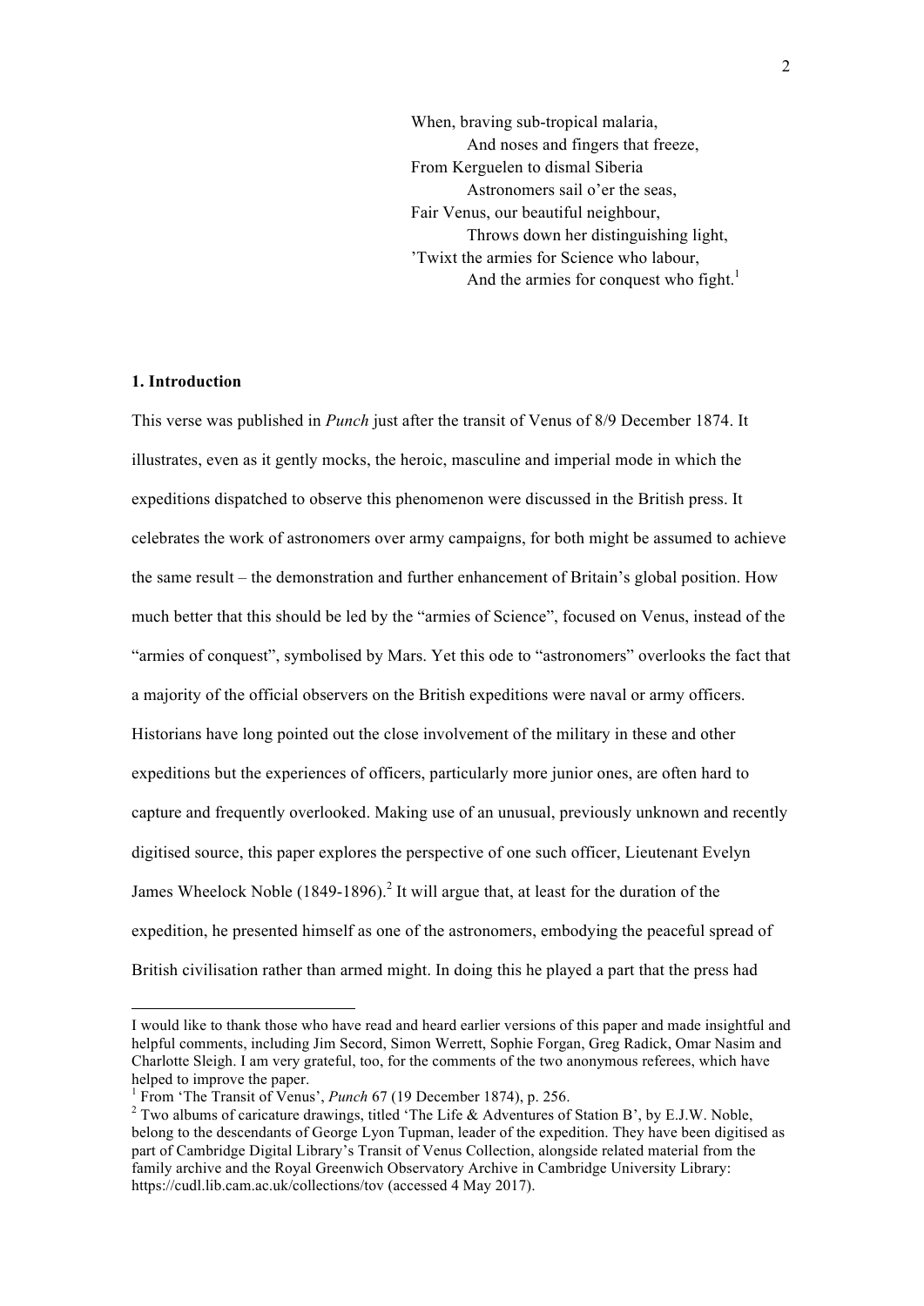When, braving sub-tropical malaria,
And noses and fingers that freeze,
From Kerguelen to dismal Siberia
Astronomers sail o'er the seas,
Fair Venus, our beautiful neighbour,
Throws down her distinguishing light,
'Twixt the armies for Science who labour,
And the armies for conquest who fight.[1]

## 1. Introduction

This verse was published in *Punch* just after the transit of Venus of 8/9 December 1874. It illustrates, even as it gently mocks, the heroic, masculine and imperial mode in which the expeditions dispatched to observe this phenomenon were discussed in the British press. It celebrates the work of astronomers over army campaigns, for both might be assumed to achieve the same result – the demonstration and further enhancement of Britain's global position. How much better that this should be led by the "armies of Science", focused on Venus, instead of the "armies of conquest", symbolised by Mars. Yet this ode to "astronomers" overlooks the fact that a majority of the official observers on the British expeditions were naval or army officers. Historians have long pointed out the close involvement of the military in these and other expeditions but the experiences of officers, particularly more junior ones, are often hard to capture and frequently overlooked. Making use of an unusual, previously unknown and recently digitised source, this paper explores the perspective of one such officer, Lieutenant Evelyn James Wheelock Noble (1849-1896).[2] It will argue that, at least for the duration of the expedition, he presented himself as one of the astronomers, embodying the peaceful spread of British civilisation rather than armed might. In doing this he played a part that the press had

---

I would like to thank those who have read and heard earlier versions of this paper and made insightful and helpful comments, including Jim Secord, Simon Werrett, Sophie Forgan, Greg Radick, Omar Nasim and Charlotte Sleigh. I am very grateful, too, for the comments of the two anonymous referees, which have helped to improve the paper.

[1] From 'The Transit of Venus', *Punch* 67 (19 December 1874), p. 256.

[2] Two albums of caricature drawings, titled 'The Life & Adventures of Station B', by E.J.W. Noble, belong to the descendants of George Lyon Tupman, leader of the expedition. They have been digitised as part of Cambridge Digital Library's Transit of Venus Collection, alongside related material from the family archive and the Royal Greenwich Observatory Archive in Cambridge University Library: https://cudl.lib.cam.ac.uk/collections/tov (accessed 4 May 2017).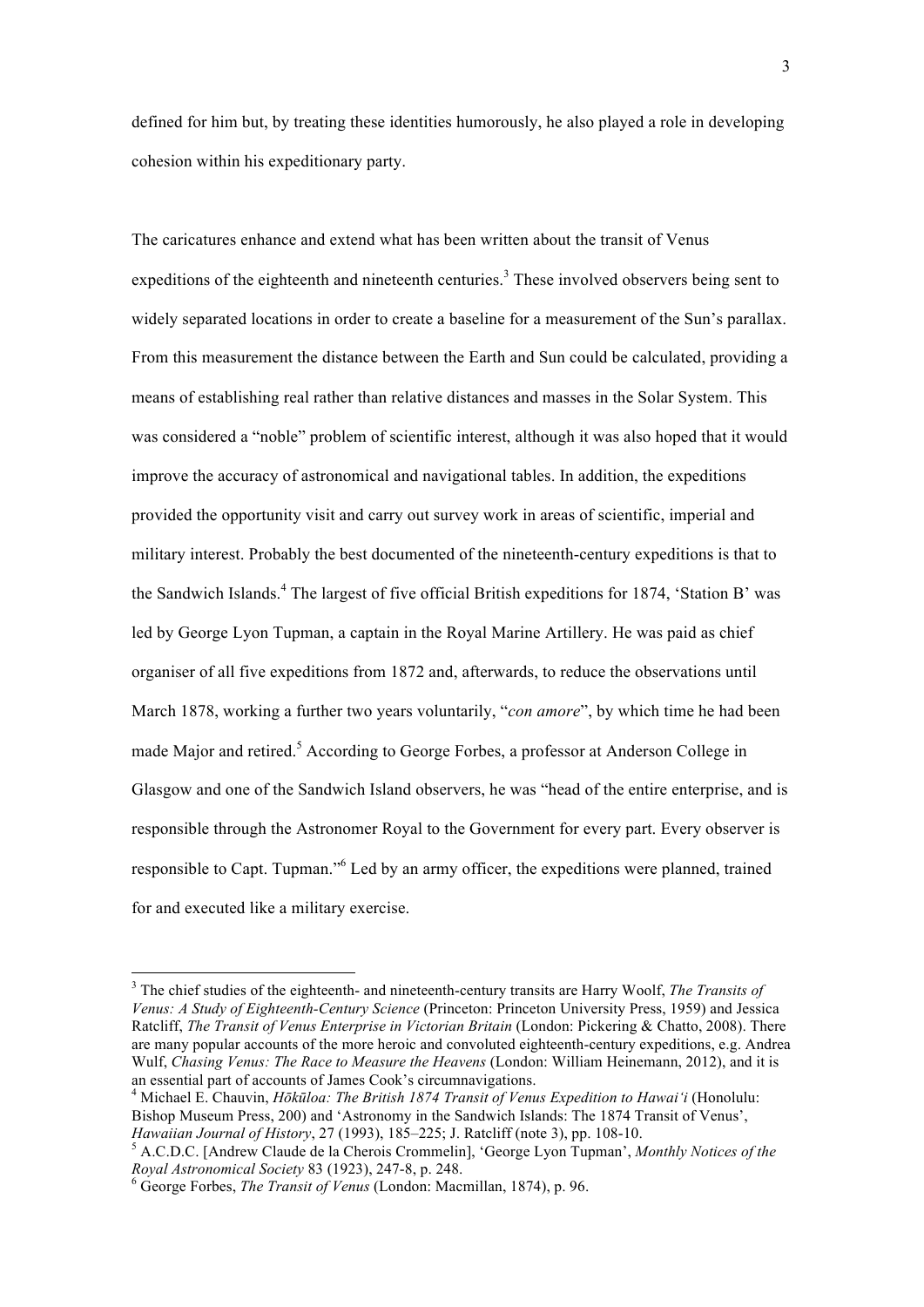defined for him but, by treating these identities humorously, he also played a role in developing cohesion within his expeditionary party.

The caricatures enhance and extend what has been written about the transit of Venus expeditions of the eighteenth and nineteenth centuries.[3] These involved observers being sent to widely separated locations in order to create a baseline for a measurement of the Sun's parallax. From this measurement the distance between the Earth and Sun could be calculated, providing a means of establishing real rather than relative distances and masses in the Solar System. This was considered a "noble" problem of scientific interest, although it was also hoped that it would improve the accuracy of astronomical and navigational tables. In addition, the expeditions provided the opportunity visit and carry out survey work in areas of scientific, imperial and military interest. Probably the best documented of the nineteenth-century expeditions is that to the Sandwich Islands.[4] The largest of five official British expeditions for 1874, 'Station B' was led by George Lyon Tupman, a captain in the Royal Marine Artillery. He was paid as chief organiser of all five expeditions from 1872 and, afterwards, to reduce the observations until March 1878, working a further two years voluntarily, "*con amore*", by which time he had been made Major and retired.[5] According to George Forbes, a professor at Anderson College in Glasgow and one of the Sandwich Island observers, he was "head of the entire enterprise, and is responsible through the Astronomer Royal to the Government for every part. Every observer is responsible to Capt. Tupman."[6] Led by an army officer, the expeditions were planned, trained for and executed like a military exercise.

---

[3] The chief studies of the eighteenth- and nineteenth-century transits are Harry Woolf, *The Transits of Venus: A Study of Eighteenth-Century Science* (Princeton: Princeton University Press, 1959) and Jessica Ratcliff, *The Transit of Venus Enterprise in Victorian Britain* (London: Pickering & Chatto, 2008). There are many popular accounts of the more heroic and convoluted eighteenth-century expeditions, e.g. Andrea Wulf, *Chasing Venus: The Race to Measure the Heavens* (London: William Heinemann, 2012), and it is an essential part of accounts of James Cook's circumnavigations.

[4] Michael E. Chauvin, *Hōkūloa: The British 1874 Transit of Venus Expedition to Hawai'i* (Honolulu: Bishop Museum Press, 200) and 'Astronomy in the Sandwich Islands: The 1874 Transit of Venus', *Hawaiian Journal of History*, 27 (1993), 185–225; J. Ratcliff (note 3), pp. 108-10.

[5] A.C.D.C. [Andrew Claude de la Cherois Crommelin], 'George Lyon Tupman', *Monthly Notices of the Royal Astronomical Society* 83 (1923), 247-8, p. 248.

[6] George Forbes, *The Transit of Venus* (London: Macmillan, 1874), p. 96.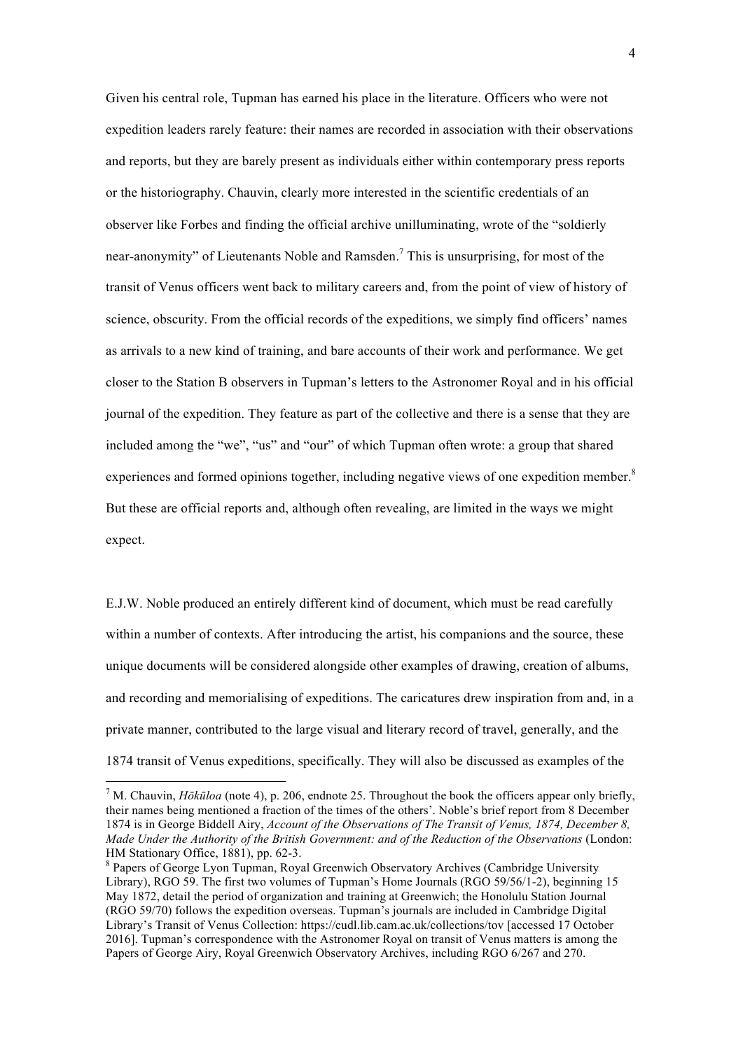Given his central role, Tupman has earned his place in the literature. Officers who were not expedition leaders rarely feature: their names are recorded in association with their observations and reports, but they are barely present as individuals either within contemporary press reports or the historiography. Chauvin, clearly more interested in the scientific credentials of an observer like Forbes and finding the official archive unilluminating, wrote of the "soldierly near-anonymity" of Lieutenants Noble and Ramsden.[7] This is unsurprising, for most of the transit of Venus officers went back to military careers and, from the point of view of history of science, obscurity. From the official records of the expeditions, we simply find officers' names as arrivals to a new kind of training, and bare accounts of their work and performance. We get closer to the Station B observers in Tupman's letters to the Astronomer Royal and in his official journal of the expedition. They feature as part of the collective and there is a sense that they are included among the "we", "us" and "our" of which Tupman often wrote: a group that shared experiences and formed opinions together, including negative views of one expedition member.[8] But these are official reports and, although often revealing, are limited in the ways we might expect.

E.J.W. Noble produced an entirely different kind of document, which must be read carefully within a number of contexts. After introducing the artist, his companions and the source, these unique documents will be considered alongside other examples of drawing, creation of albums, and recording and memorialising of expeditions. The caricatures drew inspiration from and, in a private manner, contributed to the large visual and literary record of travel, generally, and the 1874 transit of Venus expeditions, specifically. They will also be discussed as examples of the

---

[7] M. Chauvin, *Hōkūloa* (note 4), p. 206, endnote 25. Throughout the book the officers appear only briefly, their names being mentioned a fraction of the times of the others'. Noble's brief report from 8 December 1874 is in George Biddell Airy, *Account of the Observations of The Transit of Venus, 1874, December 8, Made Under the Authority of the British Government: and of the Reduction of the Observations* (London: HM Stationary Office, 1881), pp. 62-3.

[8] Papers of George Lyon Tupman, Royal Greenwich Observatory Archives (Cambridge University Library), RGO 59. The first two volumes of Tupman's Home Journals (RGO 59/56/1-2), beginning 15 May 1872, detail the period of organization and training at Greenwich; the Honolulu Station Journal (RGO 59/70) follows the expedition overseas. Tupman's journals are included in Cambridge Digital Library's Transit of Venus Collection: https://cudl.lib.cam.ac.uk/collections/tov [accessed 17 October 2016]. Tupman's correspondence with the Astronomer Royal on transit of Venus matters is among the Papers of George Airy, Royal Greenwich Observatory Archives, including RGO 6/267 and 270.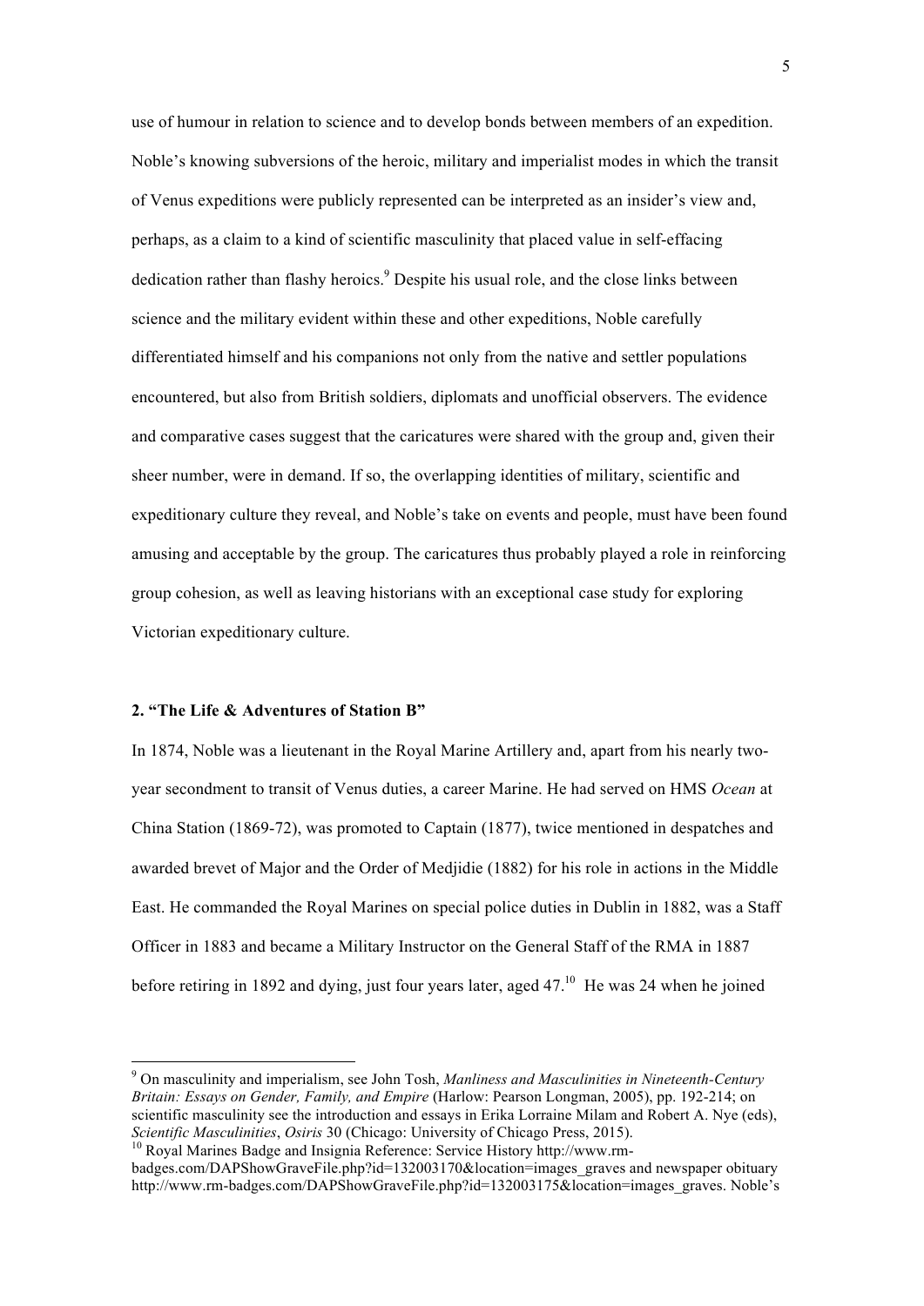use of humour in relation to science and to develop bonds between members of an expedition. Noble's knowing subversions of the heroic, military and imperialist modes in which the transit of Venus expeditions were publicly represented can be interpreted as an insider's view and, perhaps, as a claim to a kind of scientific masculinity that placed value in self-effacing dedication rather than flashy heroics.[9] Despite his usual role, and the close links between science and the military evident within these and other expeditions, Noble carefully differentiated himself and his companions not only from the native and settler populations encountered, but also from British soldiers, diplomats and unofficial observers. The evidence and comparative cases suggest that the caricatures were shared with the group and, given their sheer number, were in demand. If so, the overlapping identities of military, scientific and expeditionary culture they reveal, and Noble's take on events and people, must have been found amusing and acceptable by the group. The caricatures thus probably played a role in reinforcing group cohesion, as well as leaving historians with an exceptional case study for exploring Victorian expeditionary culture.

## 2. "The Life & Adventures of Station B"

In 1874, Noble was a lieutenant in the Royal Marine Artillery and, apart from his nearly two-year secondment to transit of Venus duties, a career Marine. He had served on HMS *Ocean* at China Station (1869-72), was promoted to Captain (1877), twice mentioned in despatches and awarded brevet of Major and the Order of Medjidie (1882) for his role in actions in the Middle East. He commanded the Royal Marines on special police duties in Dublin in 1882, was a Staff Officer in 1883 and became a Military Instructor on the General Staff of the RMA in 1887 before retiring in 1892 and dying, just four years later, aged 47.[10] He was 24 when he joined

---

[9] On masculinity and imperialism, see John Tosh, *Manliness and Masculinities in Nineteenth-Century Britain: Essays on Gender, Family, and Empire* (Harlow: Pearson Longman, 2005), pp. 192-214; on scientific masculinity see the introduction and essays in Erika Lorraine Milam and Robert A. Nye (eds), *Scientific Masculinities*, *Osiris* 30 (Chicago: University of Chicago Press, 2015).

[10] Royal Marines Badge and Insignia Reference: Service History http://www.rm-badges.com/DAPShowGraveFile.php?id=132003170&location=images_graves and newspaper obituary http://www.rm-badges.com/DAPShowGraveFile.php?id=132003175&location=images_graves. Noble's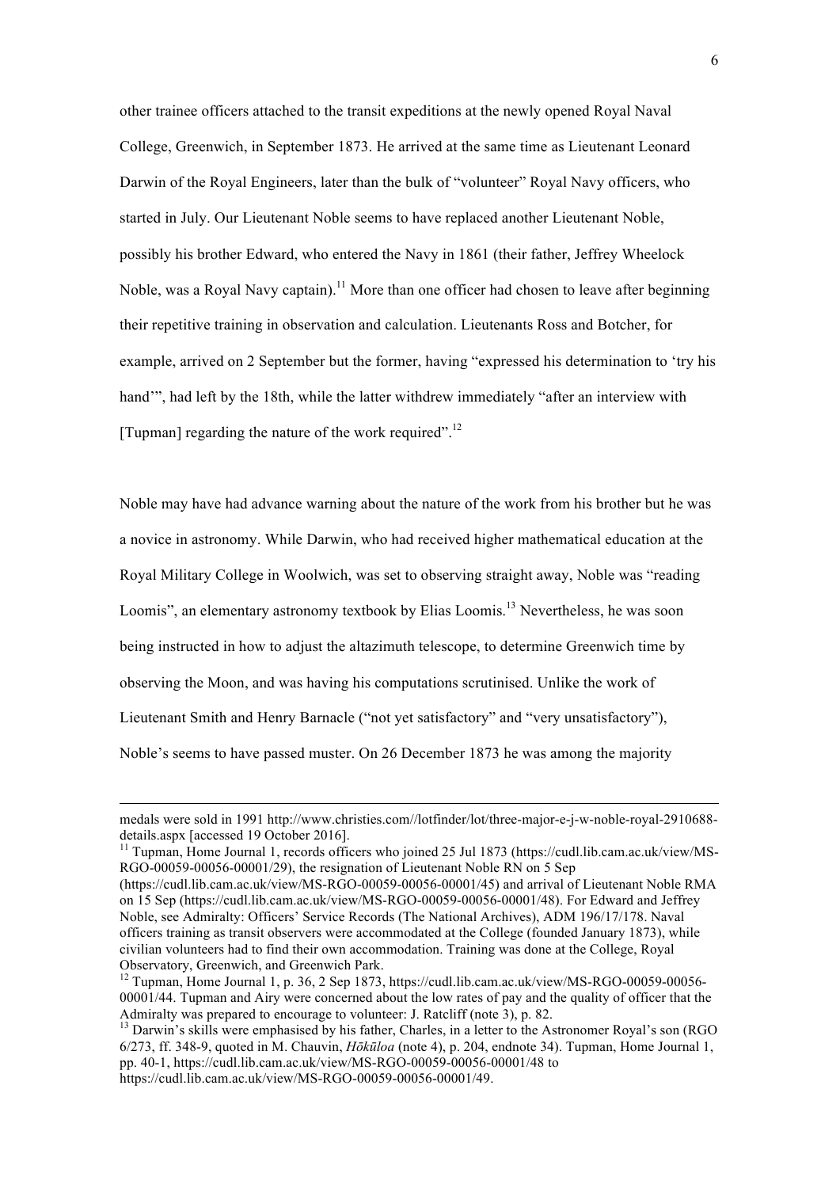other trainee officers attached to the transit expeditions at the newly opened Royal Naval College, Greenwich, in September 1873. He arrived at the same time as Lieutenant Leonard Darwin of the Royal Engineers, later than the bulk of "volunteer" Royal Navy officers, who started in July. Our Lieutenant Noble seems to have replaced another Lieutenant Noble, possibly his brother Edward, who entered the Navy in 1861 (their father, Jeffrey Wheelock Noble, was a Royal Navy captain).[11] More than one officer had chosen to leave after beginning their repetitive training in observation and calculation. Lieutenants Ross and Botcher, for example, arrived on 2 September but the former, having "expressed his determination to 'try his hand'", had left by the 18th, while the latter withdrew immediately "after an interview with [Tupman] regarding the nature of the work required".[12]

Noble may have had advance warning about the nature of the work from his brother but he was a novice in astronomy. While Darwin, who had received higher mathematical education at the Royal Military College in Woolwich, was set to observing straight away, Noble was "reading Loomis", an elementary astronomy textbook by Elias Loomis.[13] Nevertheless, he was soon being instructed in how to adjust the altazimuth telescope, to determine Greenwich time by observing the Moon, and was having his computations scrutinised. Unlike the work of Lieutenant Smith and Henry Barnacle ("not yet satisfactory" and "very unsatisfactory"), Noble's seems to have passed muster. On 26 December 1873 he was among the majority

---

medals were sold in 1991 http://www.christies.com//lotfinder/lot/three-major-e-j-w-noble-royal-2910688-details.aspx [accessed 19 October 2016].

[11] Tupman, Home Journal 1, records officers who joined 25 Jul 1873 (https://cudl.lib.cam.ac.uk/view/MS-RGO-00059-00056-00001/29), the resignation of Lieutenant Noble RN on 5 Sep (https://cudl.lib.cam.ac.uk/view/MS-RGO-00059-00056-00001/45) and arrival of Lieutenant Noble RMA on 15 Sep (https://cudl.lib.cam.ac.uk/view/MS-RGO-00059-00056-00001/48). For Edward and Jeffrey Noble, see Admiralty: Officers' Service Records (The National Archives), ADM 196/17/178. Naval officers training as transit observers were accommodated at the College (founded January 1873), while civilian volunteers had to find their own accommodation. Training was done at the College, Royal Observatory, Greenwich, and Greenwich Park.

[12] Tupman, Home Journal 1, p. 36, 2 Sep 1873, https://cudl.lib.cam.ac.uk/view/MS-RGO-00059-00056-00001/44. Tupman and Airy were concerned about the low rates of pay and the quality of officer that the Admiralty was prepared to encourage to volunteer: J. Ratcliff (note 3), p. 82.

[13] Darwin's skills were emphasised by his father, Charles, in a letter to the Astronomer Royal's son (RGO 6/273, ff. 348-9, quoted in M. Chauvin, *Hōkūloa* (note 4), p. 204, endnote 34). Tupman, Home Journal 1, pp. 40-1, https://cudl.lib.cam.ac.uk/view/MS-RGO-00059-00056-00001/48 to https://cudl.lib.cam.ac.uk/view/MS-RGO-00059-00056-00001/49.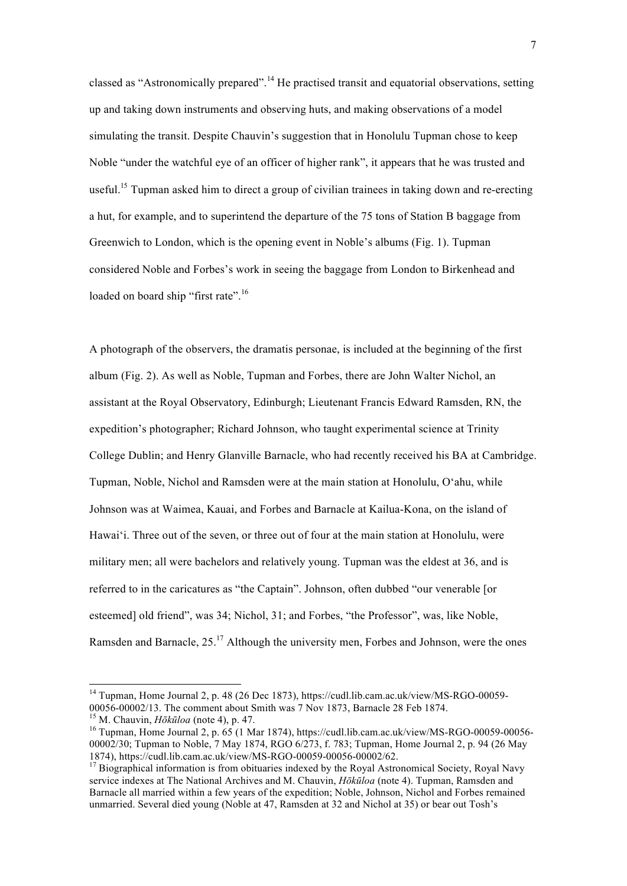classed as "Astronomically prepared".[14] He practised transit and equatorial observations, setting up and taking down instruments and observing huts, and making observations of a model simulating the transit. Despite Chauvin's suggestion that in Honolulu Tupman chose to keep Noble "under the watchful eye of an officer of higher rank", it appears that he was trusted and useful.[15] Tupman asked him to direct a group of civilian trainees in taking down and re-erecting a hut, for example, and to superintend the departure of the 75 tons of Station B baggage from Greenwich to London, which is the opening event in Noble's albums (Fig. 1). Tupman considered Noble and Forbes's work in seeing the baggage from London to Birkenhead and loaded on board ship "first rate".[16]

A photograph of the observers, the dramatis personae, is included at the beginning of the first album (Fig. 2). As well as Noble, Tupman and Forbes, there are John Walter Nichol, an assistant at the Royal Observatory, Edinburgh; Lieutenant Francis Edward Ramsden, RN, the expedition's photographer; Richard Johnson, who taught experimental science at Trinity College Dublin; and Henry Glanville Barnacle, who had recently received his BA at Cambridge. Tupman, Noble, Nichol and Ramsden were at the main station at Honolulu, Oʻahu, while Johnson was at Waimea, Kauai, and Forbes and Barnacle at Kailua-Kona, on the island of Hawaiʻi. Three out of the seven, or three out of four at the main station at Honolulu, were military men; all were bachelors and relatively young. Tupman was the eldest at 36, and is referred to in the caricatures as "the Captain". Johnson, often dubbed "our venerable [or esteemed] old friend", was 34; Nichol, 31; and Forbes, "the Professor", was, like Noble, Ramsden and Barnacle, 25.[17] Although the university men, Forbes and Johnson, were the ones

---

[14] Tupman, Home Journal 2, p. 48 (26 Dec 1873), https://cudl.lib.cam.ac.uk/view/MS-RGO-00059-00056-00002/13. The comment about Smith was 7 Nov 1873, Barnacle 28 Feb 1874.

[15] M. Chauvin, *Hōkūloa* (note 4), p. 47.

[16] Tupman, Home Journal 2, p. 65 (1 Mar 1874), https://cudl.lib.cam.ac.uk/view/MS-RGO-00059-00056-00002/30; Tupman to Noble, 7 May 1874, RGO 6/273, f. 783; Tupman, Home Journal 2, p. 94 (26 May 1874), https://cudl.lib.cam.ac.uk/view/MS-RGO-00059-00056-00002/62.

[17] Biographical information is from obituaries indexed by the Royal Astronomical Society, Royal Navy service indexes at The National Archives and M. Chauvin, *Hōkūloa* (note 4). Tupman, Ramsden and Barnacle all married within a few years of the expedition; Noble, Johnson, Nichol and Forbes remained unmarried. Several died young (Noble at 47, Ramsden at 32 and Nichol at 35) or bear out Tosh's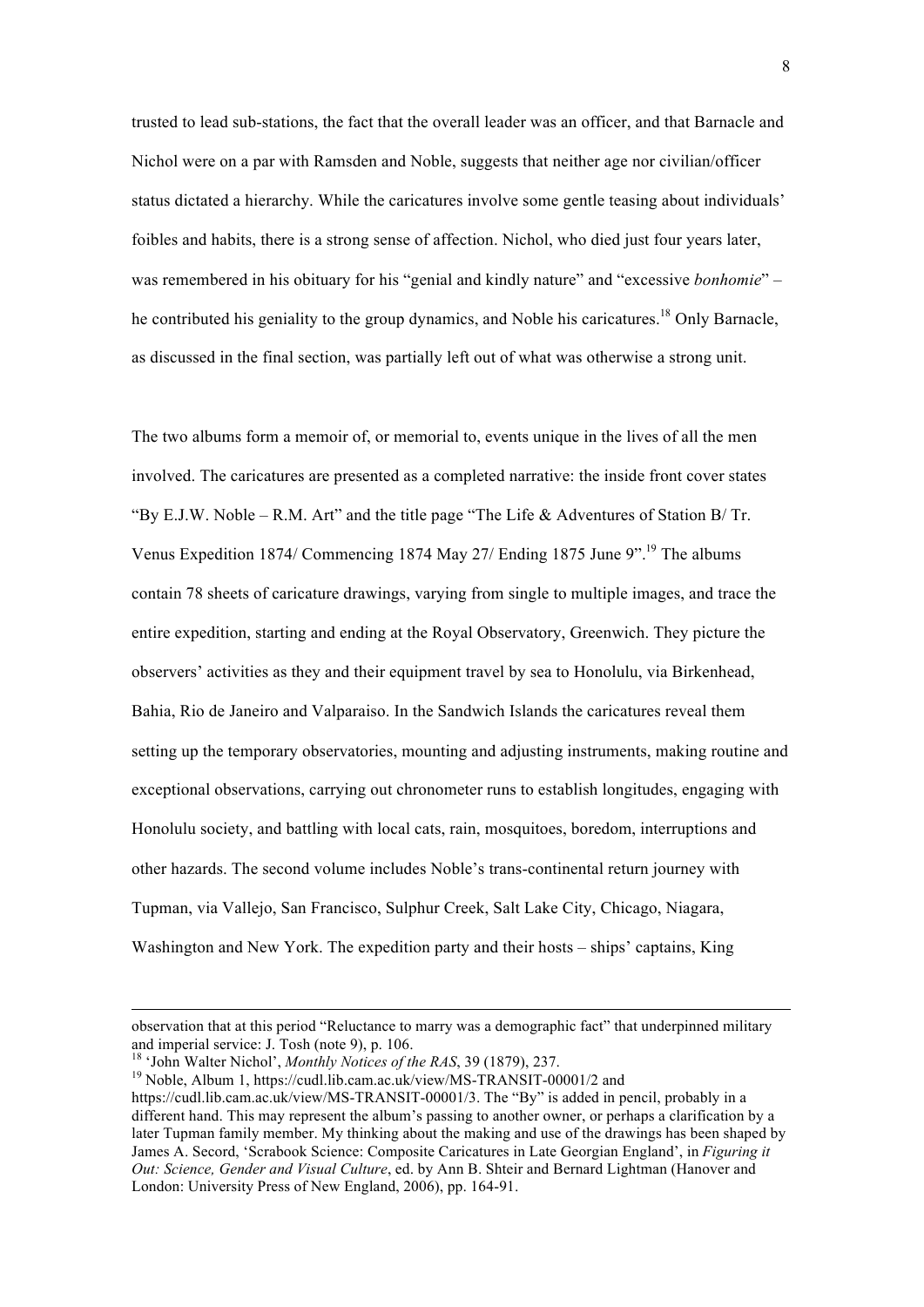trusted to lead sub-stations, the fact that the overall leader was an officer, and that Barnacle and Nichol were on a par with Ramsden and Noble, suggests that neither age nor civilian/officer status dictated a hierarchy. While the caricatures involve some gentle teasing about individuals' foibles and habits, there is a strong sense of affection. Nichol, who died just four years later, was remembered in his obituary for his "genial and kindly nature" and "excessive *bonhomie*" – he contributed his geniality to the group dynamics, and Noble his caricatures.[18] Only Barnacle, as discussed in the final section, was partially left out of what was otherwise a strong unit.

The two albums form a memoir of, or memorial to, events unique in the lives of all the men involved. The caricatures are presented as a completed narrative: the inside front cover states "By E.J.W. Noble – R.M. Art" and the title page "The Life & Adventures of Station B/ Tr. Venus Expedition 1874/ Commencing 1874 May 27/ Ending 1875 June 9".[19] The albums contain 78 sheets of caricature drawings, varying from single to multiple images, and trace the entire expedition, starting and ending at the Royal Observatory, Greenwich. They picture the observers' activities as they and their equipment travel by sea to Honolulu, via Birkenhead, Bahia, Rio de Janeiro and Valparaiso. In the Sandwich Islands the caricatures reveal them setting up the temporary observatories, mounting and adjusting instruments, making routine and exceptional observations, carrying out chronometer runs to establish longitudes, engaging with Honolulu society, and battling with local cats, rain, mosquitoes, boredom, interruptions and other hazards. The second volume includes Noble's trans-continental return journey with Tupman, via Vallejo, San Francisco, Sulphur Creek, Salt Lake City, Chicago, Niagara, Washington and New York. The expedition party and their hosts – ships' captains, King

---

observation that at this period "Reluctance to marry was a demographic fact" that underpinned military and imperial service: J. Tosh (note 9), p. 106.

[18] 'John Walter Nichol', *Monthly Notices of the RAS*, 39 (1879), 237.

[19] Noble, Album 1, https://cudl.lib.cam.ac.uk/view/MS-TRANSIT-00001/2 and https://cudl.lib.cam.ac.uk/view/MS-TRANSIT-00001/3. The "By" is added in pencil, probably in a different hand. This may represent the album's passing to another owner, or perhaps a clarification by a later Tupman family member. My thinking about the making and use of the drawings has been shaped by James A. Secord, 'Scrabook Science: Composite Caricatures in Late Georgian England', in *Figuring it Out: Science, Gender and Visual Culture*, ed. by Ann B. Shteir and Bernard Lightman (Hanover and London: University Press of New England, 2006), pp. 164-91.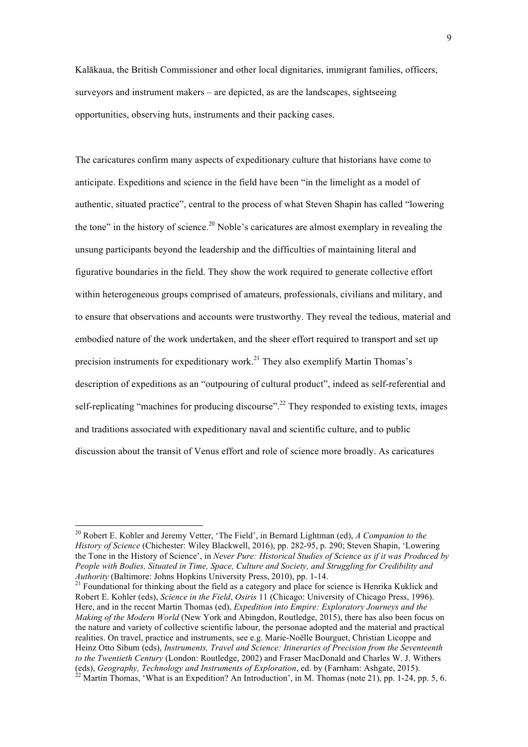Kalākaua, the British Commissioner and other local dignitaries, immigrant families, officers, surveyors and instrument makers – are depicted, as are the landscapes, sightseeing opportunities, observing huts, instruments and their packing cases.

The caricatures confirm many aspects of expeditionary culture that historians have come to anticipate. Expeditions and science in the field have been "in the limelight as a model of authentic, situated practice", central to the process of what Steven Shapin has called "lowering the tone" in the history of science.[20] Noble's caricatures are almost exemplary in revealing the unsung participants beyond the leadership and the difficulties of maintaining literal and figurative boundaries in the field. They show the work required to generate collective effort within heterogeneous groups comprised of amateurs, professionals, civilians and military, and to ensure that observations and accounts were trustworthy. They reveal the tedious, material and embodied nature of the work undertaken, and the sheer effort required to transport and set up precision instruments for expeditionary work.[21] They also exemplify Martin Thomas's description of expeditions as an "outpouring of cultural product", indeed as self-referential and self-replicating "machines for producing discourse".[22] They responded to existing texts, images and traditions associated with expeditionary naval and scientific culture, and to public discussion about the transit of Venus effort and role of science more broadly. As caricatures

---

[20] Robert E. Kohler and Jeremy Vetter, 'The Field', in Bernard Lightman (ed), *A Companion to the History of Science* (Chichester: Wiley Blackwell, 2016), pp. 282-95, p. 290; Steven Shapin, 'Lowering the Tone in the History of Science', in *Never Pure: Historical Studies of Science as if it was Produced by People with Bodies, Situated in Time, Space, Culture and Society, and Struggling for Credibility and Authority* (Baltimore: Johns Hopkins University Press, 2010), pp. 1-14.

[21] Foundational for thinking about the field as a category and place for science is Henrika Kuklick and Robert E. Kohler (eds), *Science in the Field*, *Osiris* 11 (Chicago: University of Chicago Press, 1996). Here, and in the recent Martin Thomas (ed), *Expedition into Empire: Exploratory Journeys and the Making of the Modern World* (New York and Abingdon, Routledge, 2015), there has also been focus on the nature and variety of collective scientific labour, the personae adopted and the material and practical realities. On travel, practice and instruments, see e.g. Marie-Noëlle Bourguet, Christian Licoppe and Heinz Otto Sibum (eds), *Instruments, Travel and Science: Itineraries of Precision from the Seventeenth to the Twentieth Century* (London: Routledge, 2002) and Fraser MacDonald and Charles W. J. Withers (eds), *Geography, Technology and Instruments of Exploration*, ed. by (Farnham: Ashgate, 2015).

[22] Martin Thomas, 'What is an Expedition? An Introduction', in M. Thomas (note 21), pp. 1-24, pp. 5, 6.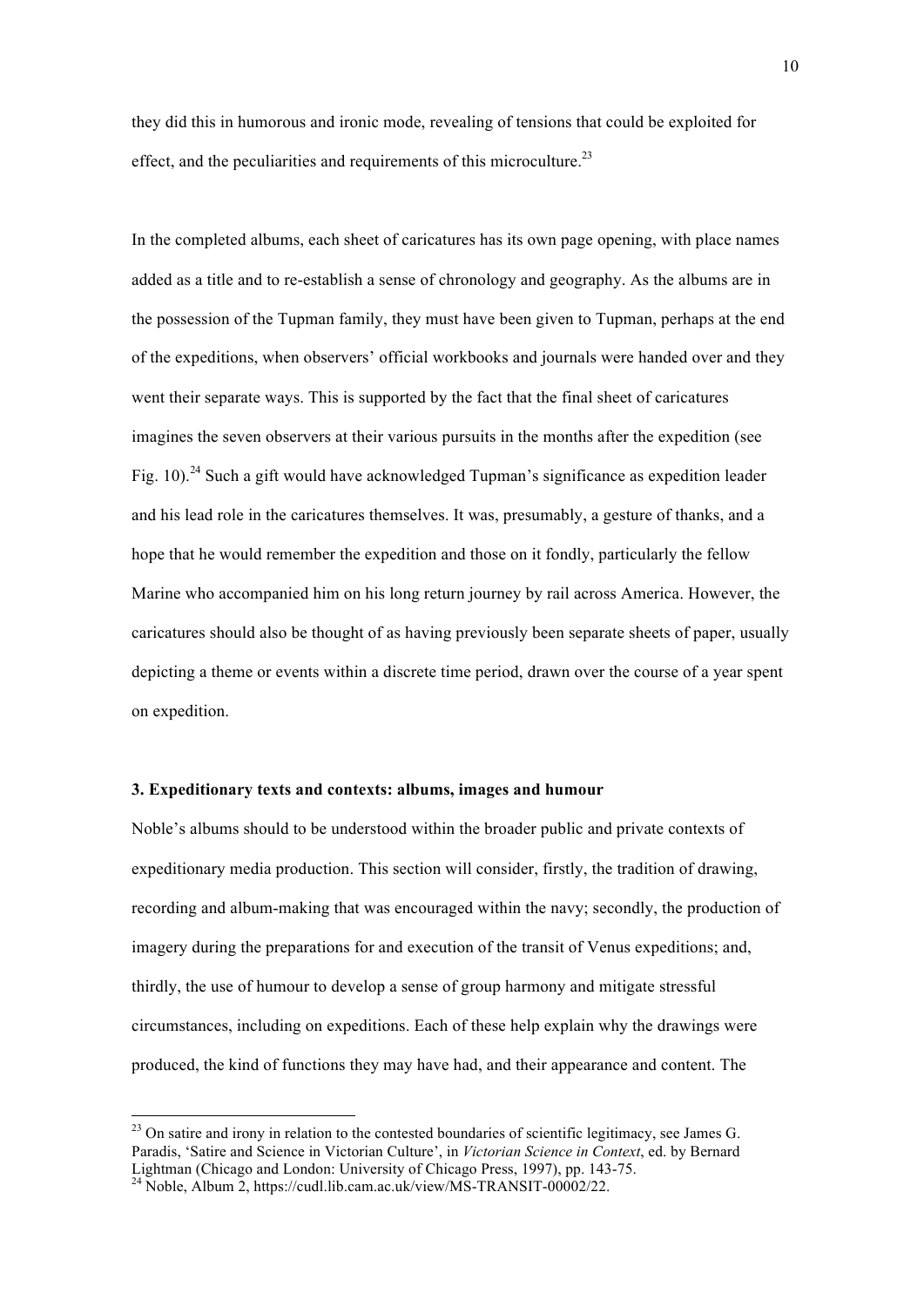they did this in humorous and ironic mode, revealing of tensions that could be exploited for effect, and the peculiarities and requirements of this microculture.[23]

In the completed albums, each sheet of caricatures has its own page opening, with place names added as a title and to re-establish a sense of chronology and geography. As the albums are in the possession of the Tupman family, they must have been given to Tupman, perhaps at the end of the expeditions, when observers' official workbooks and journals were handed over and they went their separate ways. This is supported by the fact that the final sheet of caricatures imagines the seven observers at their various pursuits in the months after the expedition (see Fig. 10).[24] Such a gift would have acknowledged Tupman's significance as expedition leader and his lead role in the caricatures themselves. It was, presumably, a gesture of thanks, and a hope that he would remember the expedition and those on it fondly, particularly the fellow Marine who accompanied him on his long return journey by rail across America. However, the caricatures should also be thought of as having previously been separate sheets of paper, usually depicting a theme or events within a discrete time period, drawn over the course of a year spent on expedition.

### 3. Expeditionary texts and contexts: albums, images and humour

Noble's albums should to be understood within the broader public and private contexts of expeditionary media production. This section will consider, firstly, the tradition of drawing, recording and album-making that was encouraged within the navy; secondly, the production of imagery during the preparations for and execution of the transit of Venus expeditions; and, thirdly, the use of humour to develop a sense of group harmony and mitigate stressful circumstances, including on expeditions. Each of these help explain why the drawings were produced, the kind of functions they may have had, and their appearance and content. The

---

[23] On satire and irony in relation to the contested boundaries of scientific legitimacy, see James G. Paradis, 'Satire and Science in Victorian Culture', in *Victorian Science in Context*, ed. by Bernard Lightman (Chicago and London: University of Chicago Press, 1997), pp. 143-75.

[24] Noble, Album 2, https://cudl.lib.cam.ac.uk/view/MS-TRANSIT-00002/22.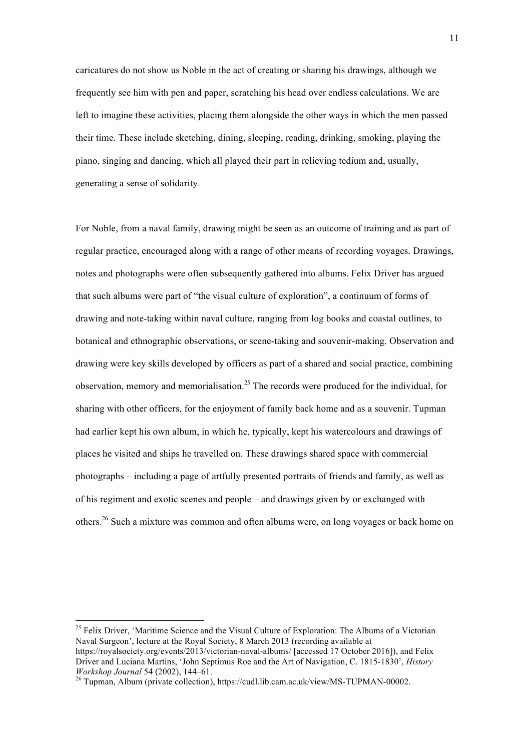caricatures do not show us Noble in the act of creating or sharing his drawings, although we frequently see him with pen and paper, scratching his head over endless calculations. We are left to imagine these activities, placing them alongside the other ways in which the men passed their time. These include sketching, dining, sleeping, reading, drinking, smoking, playing the piano, singing and dancing, which all played their part in relieving tedium and, usually, generating a sense of solidarity.

For Noble, from a naval family, drawing might be seen as an outcome of training and as part of regular practice, encouraged along with a range of other means of recording voyages. Drawings, notes and photographs were often subsequently gathered into albums. Felix Driver has argued that such albums were part of "the visual culture of exploration", a continuum of forms of drawing and note-taking within naval culture, ranging from log books and coastal outlines, to botanical and ethnographic observations, or scene-taking and souvenir-making. Observation and drawing were key skills developed by officers as part of a shared and social practice, combining observation, memory and memorialisation.[25] The records were produced for the individual, for sharing with other officers, for the enjoyment of family back home and as a souvenir. Tupman had earlier kept his own album, in which he, typically, kept his watercolours and drawings of places he visited and ships he travelled on. These drawings shared space with commercial photographs – including a page of artfully presented portraits of friends and family, as well as of his regiment and exotic scenes and people – and drawings given by or exchanged with others.[26] Such a mixture was common and often albums were, on long voyages or back home on

[25] Felix Driver, 'Maritime Science and the Visual Culture of Exploration: The Albums of a Victorian Naval Surgeon', lecture at the Royal Society, 8 March 2013 (recording available at https://royalsociety.org/events/2013/victorian-naval-albums/ [accessed 17 October 2016]), and Felix Driver and Luciana Martins, 'John Septimus Roe and the Art of Navigation, C. 1815-1830', *History Workshop Journal* 54 (2002), 144–61.

[26] Tupman, Album (private collection), https://cudl.lib.cam.ac.uk/view/MS-TUPMAN-00002.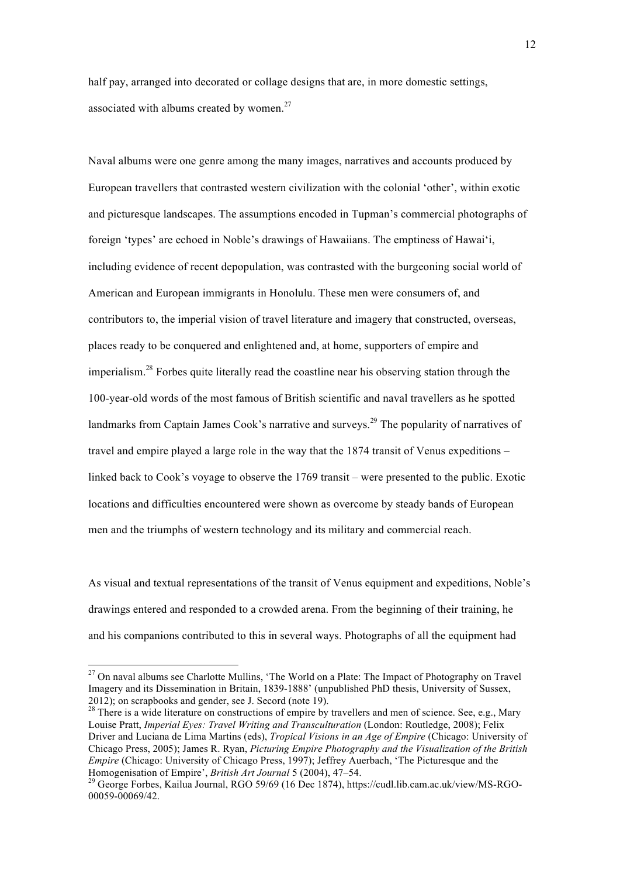half pay, arranged into decorated or collage designs that are, in more domestic settings, associated with albums created by women.[27]

Naval albums were one genre among the many images, narratives and accounts produced by European travellers that contrasted western civilization with the colonial 'other', within exotic and picturesque landscapes. The assumptions encoded in Tupman's commercial photographs of foreign 'types' are echoed in Noble's drawings of Hawaiians. The emptiness of Hawai'i, including evidence of recent depopulation, was contrasted with the burgeoning social world of American and European immigrants in Honolulu. These men were consumers of, and contributors to, the imperial vision of travel literature and imagery that constructed, overseas, places ready to be conquered and enlightened and, at home, supporters of empire and imperialism.[28] Forbes quite literally read the coastline near his observing station through the 100-year-old words of the most famous of British scientific and naval travellers as he spotted landmarks from Captain James Cook's narrative and surveys.[29] The popularity of narratives of travel and empire played a large role in the way that the 1874 transit of Venus expeditions – linked back to Cook's voyage to observe the 1769 transit – were presented to the public. Exotic locations and difficulties encountered were shown as overcome by steady bands of European men and the triumphs of western technology and its military and commercial reach.

As visual and textual representations of the transit of Venus equipment and expeditions, Noble's drawings entered and responded to a crowded arena. From the beginning of their training, he and his companions contributed to this in several ways. Photographs of all the equipment had

---

[27] On naval albums see Charlotte Mullins, 'The World on a Plate: The Impact of Photography on Travel Imagery and its Dissemination in Britain, 1839-1888' (unpublished PhD thesis, University of Sussex, 2012); on scrapbooks and gender, see J. Secord (note 19).

[28] There is a wide literature on constructions of empire by travellers and men of science. See, e.g., Mary Louise Pratt, *Imperial Eyes: Travel Writing and Transculturation* (London: Routledge, 2008); Felix Driver and Luciana de Lima Martins (eds), *Tropical Visions in an Age of Empire* (Chicago: University of Chicago Press, 2005); James R. Ryan, *Picturing Empire Photography and the Visualization of the British Empire* (Chicago: University of Chicago Press, 1997); Jeffrey Auerbach, 'The Picturesque and the Homogenisation of Empire', *British Art Journal* 5 (2004), 47–54.

[29] George Forbes, Kailua Journal, RGO 59/69 (16 Dec 1874), https://cudl.lib.cam.ac.uk/view/MS-RGO-00059-00069/42.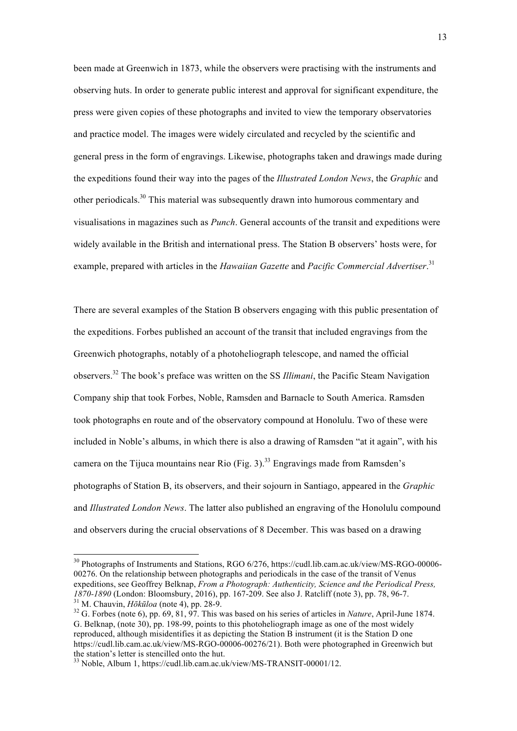been made at Greenwich in 1873, while the observers were practising with the instruments and observing huts. In order to generate public interest and approval for significant expenditure, the press were given copies of these photographs and invited to view the temporary observatories and practice model. The images were widely circulated and recycled by the scientific and general press in the form of engravings. Likewise, photographs taken and drawings made during the expeditions found their way into the pages of the *Illustrated London News*, the *Graphic* and other periodicals.[30] This material was subsequently drawn into humorous commentary and visualisations in magazines such as *Punch*. General accounts of the transit and expeditions were widely available in the British and international press. The Station B observers' hosts were, for example, prepared with articles in the *Hawaiian Gazette* and *Pacific Commercial Advertiser*.[31]

There are several examples of the Station B observers engaging with this public presentation of the expeditions. Forbes published an account of the transit that included engravings from the Greenwich photographs, notably of a photoheliograph telescope, and named the official observers.[32] The book's preface was written on the SS *Illimani*, the Pacific Steam Navigation Company ship that took Forbes, Noble, Ramsden and Barnacle to South America. Ramsden took photographs en route and of the observatory compound at Honolulu. Two of these were included in Noble's albums, in which there is also a drawing of Ramsden "at it again", with his camera on the Tijuca mountains near Rio (Fig. 3).[33] Engravings made from Ramsden's photographs of Station B, its observers, and their sojourn in Santiago, appeared in the *Graphic* and *Illustrated London News*. The latter also published an engraving of the Honolulu compound and observers during the crucial observations of 8 December. This was based on a drawing

---

[30] Photographs of Instruments and Stations, RGO 6/276, https://cudl.lib.cam.ac.uk/view/MS-RGO-00006-00276. On the relationship between photographs and periodicals in the case of the transit of Venus expeditions, see Geoffrey Belknap, *From a Photograph: Authenticity, Science and the Periodical Press, 1870-1890* (London: Bloomsbury, 2016), pp. 167-209. See also J. Ratcliff (note 3), pp. 78, 96-7.

[31] M. Chauvin, *Hōkūloa* (note 4), pp. 28-9.

[32] G. Forbes (note 6), pp. 69, 81, 97. This was based on his series of articles in *Nature*, April-June 1874. G. Belknap, (note 30), pp. 198-99, points to this photoheliograph image as one of the most widely reproduced, although misidentifies it as depicting the Station B instrument (it is the Station D one https://cudl.lib.cam.ac.uk/view/MS-RGO-00006-00276/21). Both were photographed in Greenwich but the station's letter is stencilled onto the hut.

[33] Noble, Album 1, https://cudl.lib.cam.ac.uk/view/MS-TRANSIT-00001/12.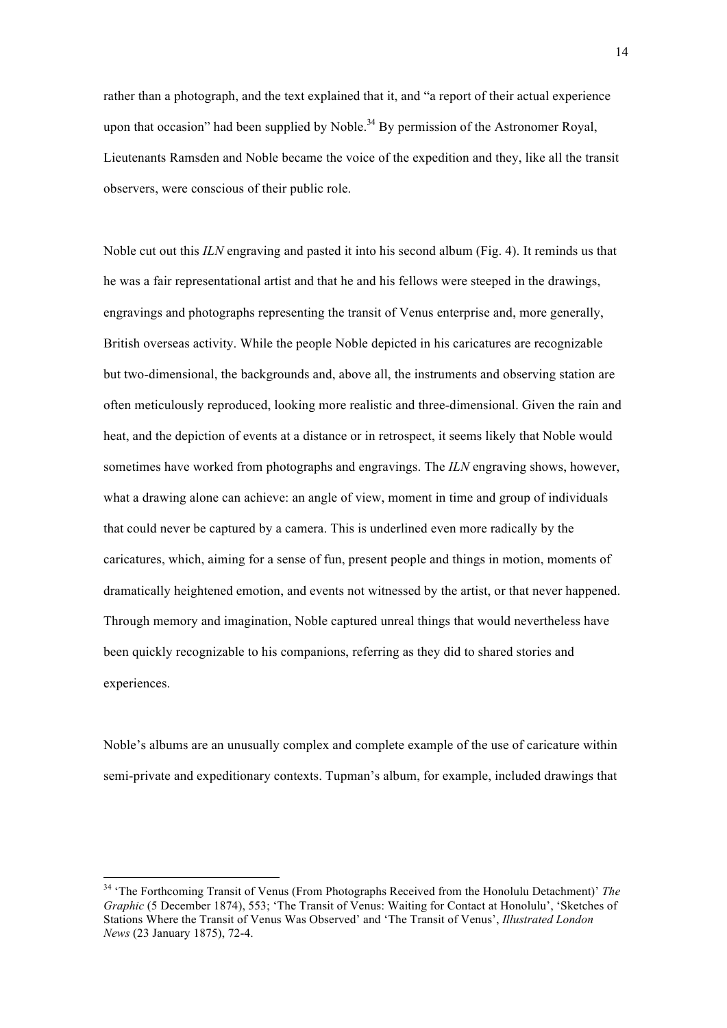rather than a photograph, and the text explained that it, and "a report of their actual experience upon that occasion" had been supplied by Noble.[34] By permission of the Astronomer Royal, Lieutenants Ramsden and Noble became the voice of the expedition and they, like all the transit observers, were conscious of their public role.

Noble cut out this *ILN* engraving and pasted it into his second album (Fig. 4). It reminds us that he was a fair representational artist and that he and his fellows were steeped in the drawings, engravings and photographs representing the transit of Venus enterprise and, more generally, British overseas activity. While the people Noble depicted in his caricatures are recognizable but two-dimensional, the backgrounds and, above all, the instruments and observing station are often meticulously reproduced, looking more realistic and three-dimensional. Given the rain and heat, and the depiction of events at a distance or in retrospect, it seems likely that Noble would sometimes have worked from photographs and engravings. The *ILN* engraving shows, however, what a drawing alone can achieve: an angle of view, moment in time and group of individuals that could never be captured by a camera. This is underlined even more radically by the caricatures, which, aiming for a sense of fun, present people and things in motion, moments of dramatically heightened emotion, and events not witnessed by the artist, or that never happened. Through memory and imagination, Noble captured unreal things that would nevertheless have been quickly recognizable to his companions, referring as they did to shared stories and experiences.

Noble's albums are an unusually complex and complete example of the use of caricature within semi-private and expeditionary contexts. Tupman's album, for example, included drawings that

---

[34] 'The Forthcoming Transit of Venus (From Photographs Received from the Honolulu Detachment)' *The Graphic* (5 December 1874), 553; 'The Transit of Venus: Waiting for Contact at Honolulu', 'Sketches of Stations Where the Transit of Venus Was Observed' and 'The Transit of Venus', *Illustrated London News* (23 January 1875), 72-4.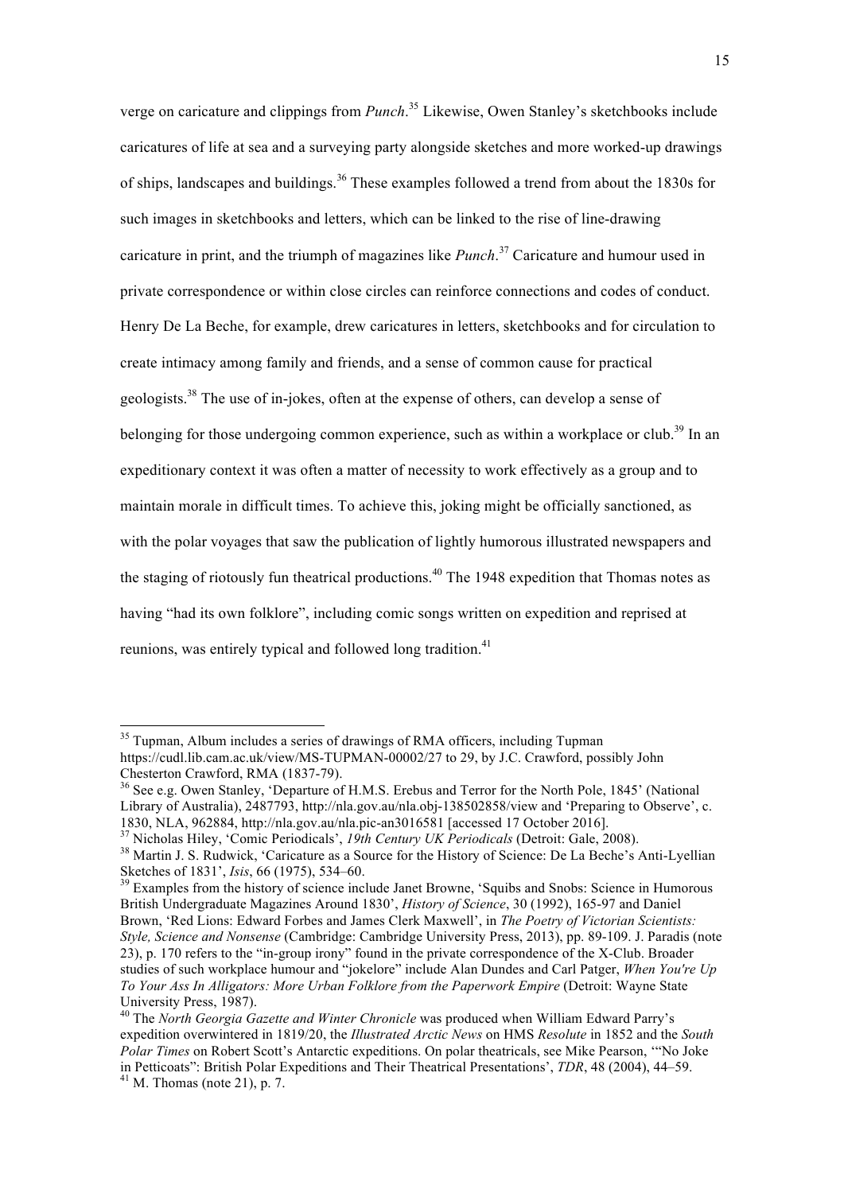verge on caricature and clippings from *Punch*.[35] Likewise, Owen Stanley's sketchbooks include caricatures of life at sea and a surveying party alongside sketches and more worked-up drawings of ships, landscapes and buildings.[36] These examples followed a trend from about the 1830s for such images in sketchbooks and letters, which can be linked to the rise of line-drawing caricature in print, and the triumph of magazines like *Punch*.[37] Caricature and humour used in private correspondence or within close circles can reinforce connections and codes of conduct. Henry De La Beche, for example, drew caricatures in letters, sketchbooks and for circulation to create intimacy among family and friends, and a sense of common cause for practical geologists.[38] The use of in-jokes, often at the expense of others, can develop a sense of belonging for those undergoing common experience, such as within a workplace or club.[39] In an expeditionary context it was often a matter of necessity to work effectively as a group and to maintain morale in difficult times. To achieve this, joking might be officially sanctioned, as with the polar voyages that saw the publication of lightly humorous illustrated newspapers and the staging of riotously fun theatrical productions.[40] The 1948 expedition that Thomas notes as having "had its own folklore", including comic songs written on expedition and reprised at reunions, was entirely typical and followed long tradition.[41]

---

[35] Tupman, Album includes a series of drawings of RMA officers, including Tupman https://cudl.lib.cam.ac.uk/view/MS-TUPMAN-00002/27 to 29, by J.C. Crawford, possibly John Chesterton Crawford, RMA (1837-79).

[36] See e.g. Owen Stanley, 'Departure of H.M.S. Erebus and Terror for the North Pole, 1845' (National Library of Australia), 2487793, http://nla.gov.au/nla.obj-138502858/view and 'Preparing to Observe', c. 1830, NLA, 962884, http://nla.gov.au/nla.pic-an3016581 [accessed 17 October 2016].

[37] Nicholas Hiley, 'Comic Periodicals', *19th Century UK Periodicals* (Detroit: Gale, 2008).

[38] Martin J. S. Rudwick, 'Caricature as a Source for the History of Science: De La Beche's Anti-Lyellian Sketches of 1831', *Isis*, 66 (1975), 534–60.

[39] Examples from the history of science include Janet Browne, 'Squibs and Snobs: Science in Humorous British Undergraduate Magazines Around 1830', *History of Science*, 30 (1992), 165-97 and Daniel Brown, 'Red Lions: Edward Forbes and James Clerk Maxwell', in *The Poetry of Victorian Scientists: Style, Science and Nonsense* (Cambridge: Cambridge University Press, 2013), pp. 89-109. J. Paradis (note 23), p. 170 refers to the "in-group irony" found in the private correspondence of the X-Club. Broader studies of such workplace humour and "jokelore" include Alan Dundes and Carl Patger, *When You're Up To Your Ass In Alligators: More Urban Folklore from the Paperwork Empire* (Detroit: Wayne State University Press, 1987).

[40] The *North Georgia Gazette and Winter Chronicle* was produced when William Edward Parry's expedition overwintered in 1819/20, the *Illustrated Arctic News* on HMS *Resolute* in 1852 and the *South Polar Times* on Robert Scott's Antarctic expeditions. On polar theatricals, see Mike Pearson, '"No Joke in Petticoats": British Polar Expeditions and Their Theatrical Presentations', *TDR*, 48 (2004), 44–59.

[41] M. Thomas (note 21), p. 7.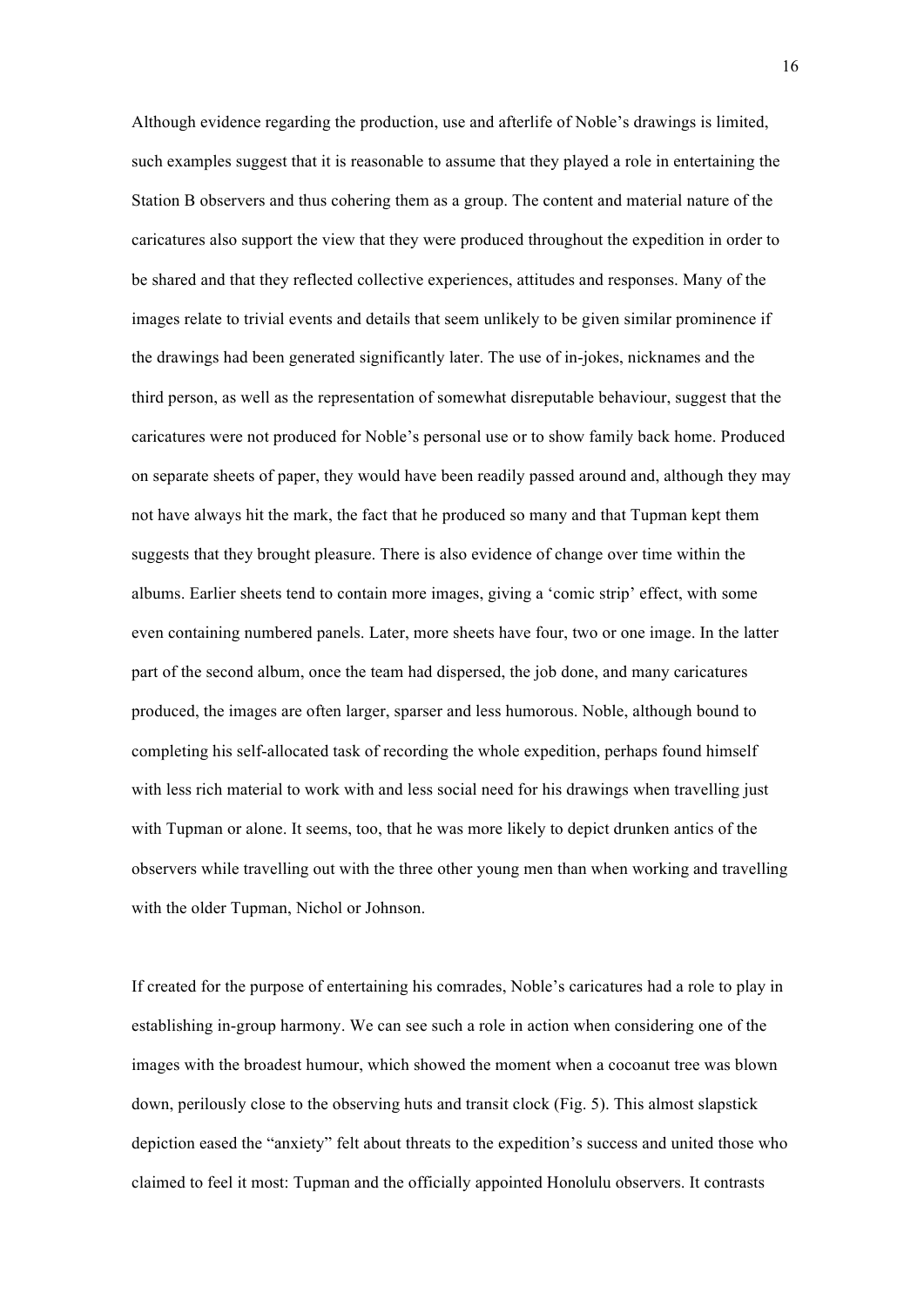Although evidence regarding the production, use and afterlife of Noble's drawings is limited, such examples suggest that it is reasonable to assume that they played a role in entertaining the Station B observers and thus cohering them as a group. The content and material nature of the caricatures also support the view that they were produced throughout the expedition in order to be shared and that they reflected collective experiences, attitudes and responses. Many of the images relate to trivial events and details that seem unlikely to be given similar prominence if the drawings had been generated significantly later. The use of in-jokes, nicknames and the third person, as well as the representation of somewhat disreputable behaviour, suggest that the caricatures were not produced for Noble's personal use or to show family back home. Produced on separate sheets of paper, they would have been readily passed around and, although they may not have always hit the mark, the fact that he produced so many and that Tupman kept them suggests that they brought pleasure. There is also evidence of change over time within the albums. Earlier sheets tend to contain more images, giving a 'comic strip' effect, with some even containing numbered panels. Later, more sheets have four, two or one image. In the latter part of the second album, once the team had dispersed, the job done, and many caricatures produced, the images are often larger, sparser and less humorous. Noble, although bound to completing his self-allocated task of recording the whole expedition, perhaps found himself with less rich material to work with and less social need for his drawings when travelling just with Tupman or alone. It seems, too, that he was more likely to depict drunken antics of the observers while travelling out with the three other young men than when working and travelling with the older Tupman, Nichol or Johnson.

If created for the purpose of entertaining his comrades, Noble's caricatures had a role to play in establishing in-group harmony. We can see such a role in action when considering one of the images with the broadest humour, which showed the moment when a cocoanut tree was blown down, perilously close to the observing huts and transit clock (Fig. 5). This almost slapstick depiction eased the "anxiety" felt about threats to the expedition's success and united those who claimed to feel it most: Tupman and the officially appointed Honolulu observers. It contrasts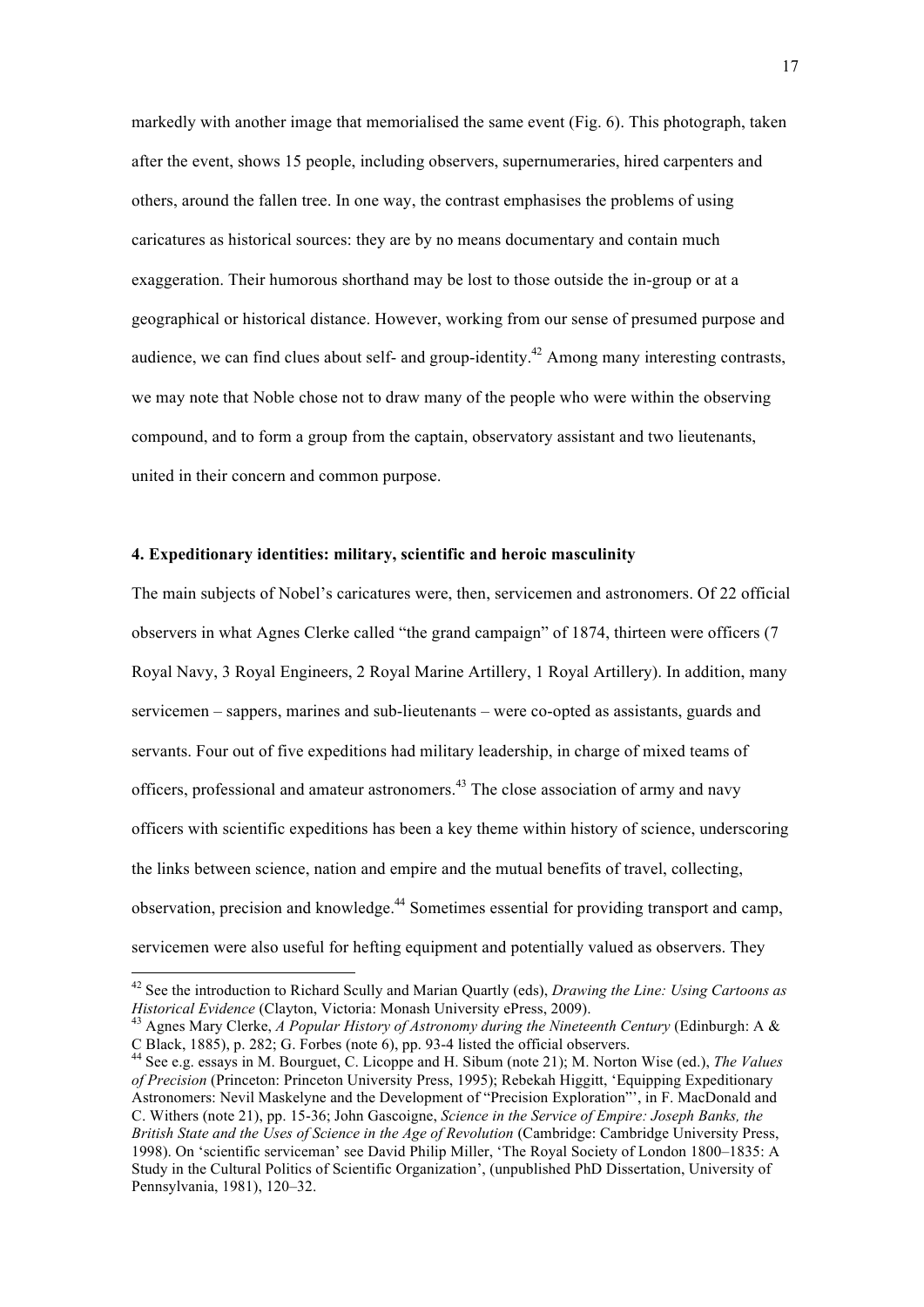markedly with another image that memorialised the same event (Fig. 6). This photograph, taken after the event, shows 15 people, including observers, supernumeraries, hired carpenters and others, around the fallen tree. In one way, the contrast emphasises the problems of using caricatures as historical sources: they are by no means documentary and contain much exaggeration. Their humorous shorthand may be lost to those outside the in-group or at a geographical or historical distance. However, working from our sense of presumed purpose and audience, we can find clues about self- and group-identity.[42] Among many interesting contrasts, we may note that Noble chose not to draw many of the people who were within the observing compound, and to form a group from the captain, observatory assistant and two lieutenants, united in their concern and common purpose.

## 4. Expeditionary identities: military, scientific and heroic masculinity

The main subjects of Nobel's caricatures were, then, servicemen and astronomers. Of 22 official observers in what Agnes Clerke called "the grand campaign" of 1874, thirteen were officers (7 Royal Navy, 3 Royal Engineers, 2 Royal Marine Artillery, 1 Royal Artillery). In addition, many servicemen – sappers, marines and sub-lieutenants – were co-opted as assistants, guards and servants. Four out of five expeditions had military leadership, in charge of mixed teams of officers, professional and amateur astronomers.[43] The close association of army and navy officers with scientific expeditions has been a key theme within history of science, underscoring the links between science, nation and empire and the mutual benefits of travel, collecting, observation, precision and knowledge.[44] Sometimes essential for providing transport and camp, servicemen were also useful for hefting equipment and potentially valued as observers. They

---

[42] See the introduction to Richard Scully and Marian Quartly (eds), *Drawing the Line: Using Cartoons as Historical Evidence* (Clayton, Victoria: Monash University ePress, 2009).

[43] Agnes Mary Clerke, *A Popular History of Astronomy during the Nineteenth Century* (Edinburgh: A & C Black, 1885), p. 282; G. Forbes (note 6), pp. 93-4 listed the official observers.

[44] See e.g. essays in M. Bourguet, C. Licoppe and H. Sibum (note 21); M. Norton Wise (ed.), *The Values of Precision* (Princeton: Princeton University Press, 1995); Rebekah Higgitt, 'Equipping Expeditionary Astronomers: Nevil Maskelyne and the Development of "Precision Exploration"', in F. MacDonald and C. Withers (note 21), pp. 15-36; John Gascoigne, *Science in the Service of Empire: Joseph Banks, the British State and the Uses of Science in the Age of Revolution* (Cambridge: Cambridge University Press, 1998). On 'scientific serviceman' see David Philip Miller, 'The Royal Society of London 1800–1835: A Study in the Cultural Politics of Scientific Organization', (unpublished PhD Dissertation, University of Pennsylvania, 1981), 120–32.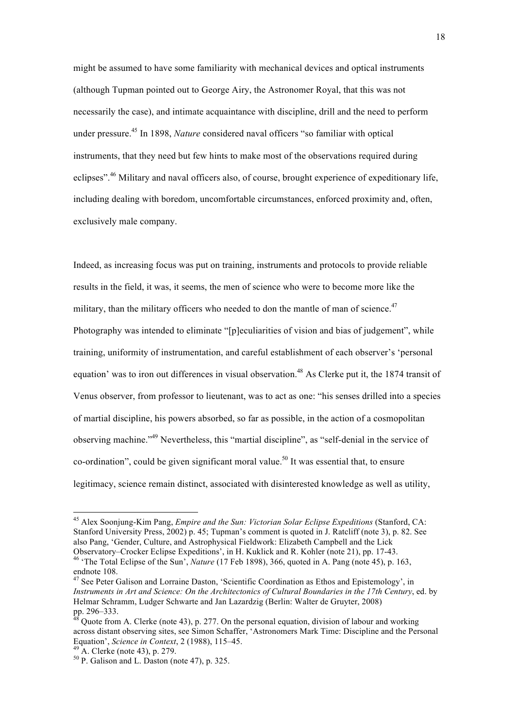might be assumed to have some familiarity with mechanical devices and optical instruments (although Tupman pointed out to George Airy, the Astronomer Royal, that this was not necessarily the case), and intimate acquaintance with discipline, drill and the need to perform under pressure.[45] In 1898, *Nature* considered naval officers "so familiar with optical instruments, that they need but few hints to make most of the observations required during eclipses".[46] Military and naval officers also, of course, brought experience of expeditionary life, including dealing with boredom, uncomfortable circumstances, enforced proximity and, often, exclusively male company.

Indeed, as increasing focus was put on training, instruments and protocols to provide reliable results in the field, it was, it seems, the men of science who were to become more like the military, than the military officers who needed to don the mantle of man of science.[47] Photography was intended to eliminate "[p]eculiarities of vision and bias of judgement", while training, uniformity of instrumentation, and careful establishment of each observer's 'personal equation' was to iron out differences in visual observation.[48] As Clerke put it, the 1874 transit of Venus observer, from professor to lieutenant, was to act as one: "his senses drilled into a species of martial discipline, his powers absorbed, so far as possible, in the action of a cosmopolitan observing machine."[49] Nevertheless, this "martial discipline", as "self-denial in the service of co-ordination", could be given significant moral value.[50] It was essential that, to ensure legitimacy, science remain distinct, associated with disinterested knowledge as well as utility,

---

[45] Alex Soonjung-Kim Pang, *Empire and the Sun: Victorian Solar Eclipse Expeditions* (Stanford, CA: Stanford University Press, 2002) p. 45; Tupman's comment is quoted in J. Ratcliff (note 3), p. 82. See also Pang, 'Gender, Culture, and Astrophysical Fieldwork: Elizabeth Campbell and the Lick Observatory–Crocker Eclipse Expeditions', in H. Kuklick and R. Kohler (note 21), pp. 17-43.

[46] 'The Total Eclipse of the Sun', *Nature* (17 Feb 1898), 366, quoted in A. Pang (note 45), p. 163, endnote 108.

[47] See Peter Galison and Lorraine Daston, 'Scientific Coordination as Ethos and Epistemology', in *Instruments in Art and Science: On the Architectonics of Cultural Boundaries in the 17th Century*, ed. by Helmar Schramm, Ludger Schwarte and Jan Lazardzig (Berlin: Walter de Gruyter, 2008) pp. 296–333.

[48] Quote from A. Clerke (note 43), p. 277. On the personal equation, division of labour and working across distant observing sites, see Simon Schaffer, 'Astronomers Mark Time: Discipline and the Personal Equation', *Science in Context*, 2 (1988), 115–45.

[49] A. Clerke (note 43), p. 279.

[50] P. Galison and L. Daston (note 47), p. 325.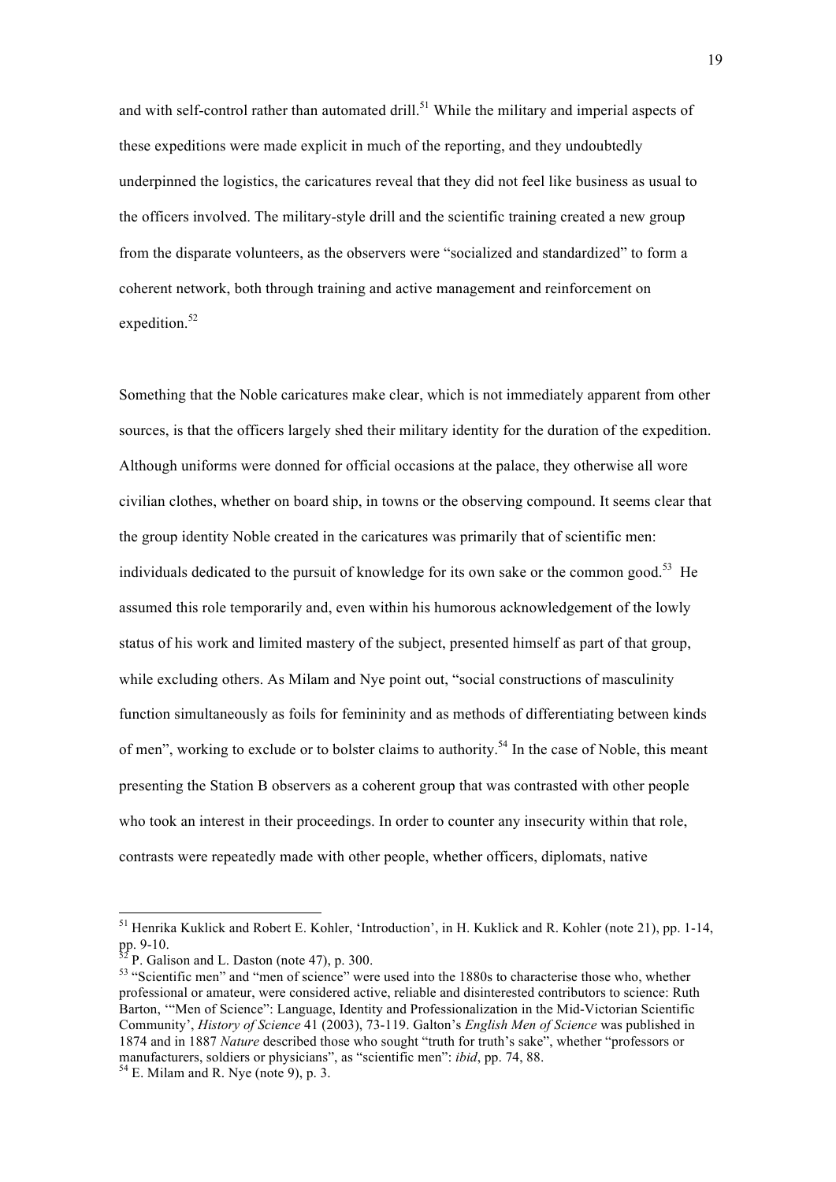and with self-control rather than automated drill.[51] While the military and imperial aspects of these expeditions were made explicit in much of the reporting, and they undoubtedly underpinned the logistics, the caricatures reveal that they did not feel like business as usual to the officers involved. The military-style drill and the scientific training created a new group from the disparate volunteers, as the observers were "socialized and standardized" to form a coherent network, both through training and active management and reinforcement on expedition.[52]

Something that the Noble caricatures make clear, which is not immediately apparent from other sources, is that the officers largely shed their military identity for the duration of the expedition. Although uniforms were donned for official occasions at the palace, they otherwise all wore civilian clothes, whether on board ship, in towns or the observing compound. It seems clear that the group identity Noble created in the caricatures was primarily that of scientific men: individuals dedicated to the pursuit of knowledge for its own sake or the common good.[53] He assumed this role temporarily and, even within his humorous acknowledgement of the lowly status of his work and limited mastery of the subject, presented himself as part of that group, while excluding others. As Milam and Nye point out, "social constructions of masculinity function simultaneously as foils for femininity and as methods of differentiating between kinds of men", working to exclude or to bolster claims to authority.[54] In the case of Noble, this meant presenting the Station B observers as a coherent group that was contrasted with other people who took an interest in their proceedings. In order to counter any insecurity within that role, contrasts were repeatedly made with other people, whether officers, diplomats, native

---

[51] Henrika Kuklick and Robert E. Kohler, 'Introduction', in H. Kuklick and R. Kohler (note 21), pp. 1-14, pp. 9-10.

[52] P. Galison and L. Daston (note 47), p. 300.

[53] "Scientific men" and "men of science" were used into the 1880s to characterise those who, whether professional or amateur, were considered active, reliable and disinterested contributors to science: Ruth Barton, '"Men of Science": Language, Identity and Professionalization in the Mid-Victorian Scientific Community', *History of Science* 41 (2003), 73-119. Galton's *English Men of Science* was published in 1874 and in 1887 *Nature* described those who sought "truth for truth's sake", whether "professors or manufacturers, soldiers or physicians", as "scientific men": *ibid*, pp. 74, 88.

[54] E. Milam and R. Nye (note 9), p. 3.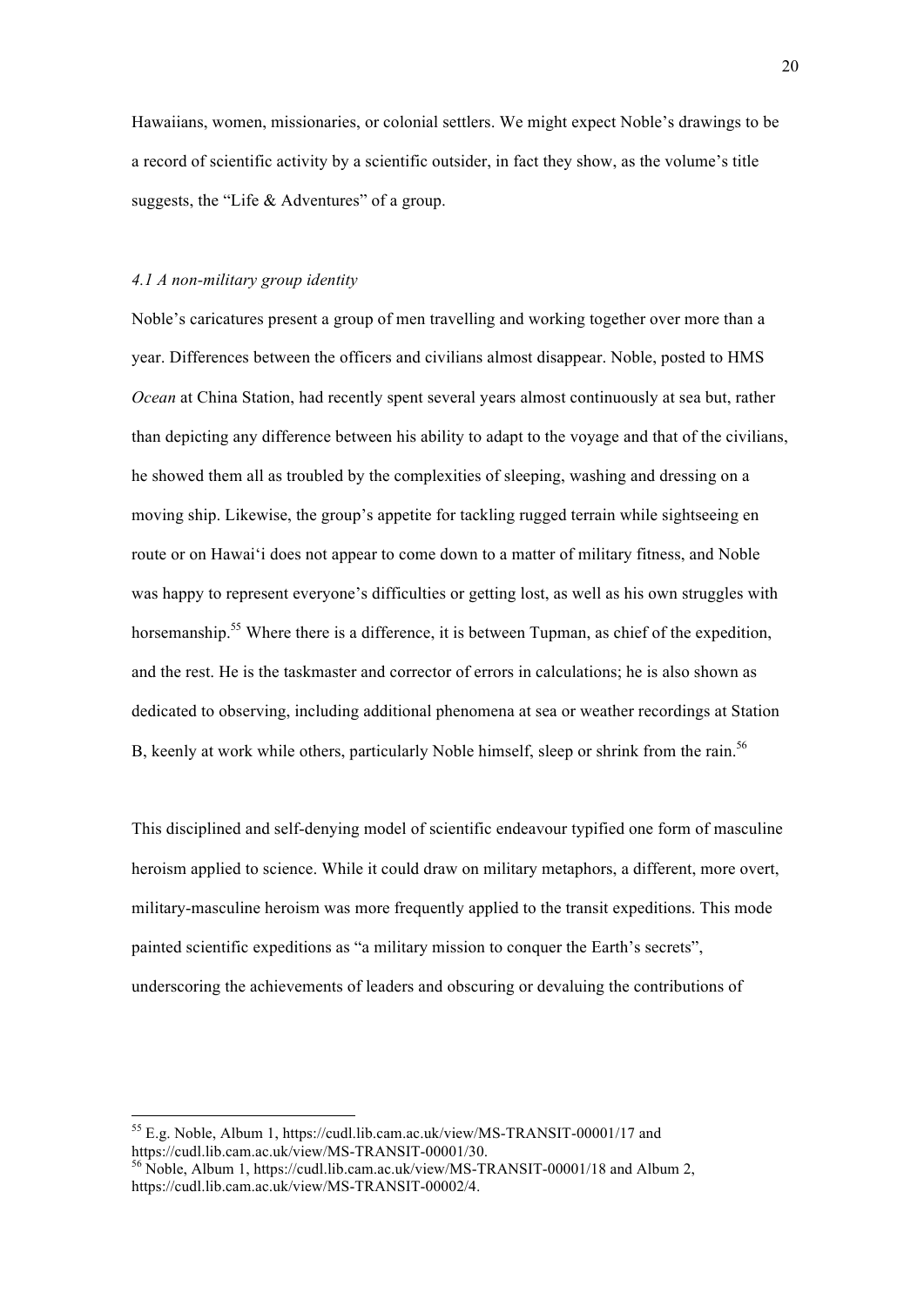Hawaiians, women, missionaries, or colonial settlers. We might expect Noble's drawings to be a record of scientific activity by a scientific outsider, in fact they show, as the volume's title suggests, the "Life & Adventures" of a group.

*4.1 A non-military group identity*

Noble's caricatures present a group of men travelling and working together over more than a year. Differences between the officers and civilians almost disappear. Noble, posted to HMS *Ocean* at China Station, had recently spent several years almost continuously at sea but, rather than depicting any difference between his ability to adapt to the voyage and that of the civilians, he showed them all as troubled by the complexities of sleeping, washing and dressing on a moving ship. Likewise, the group's appetite for tackling rugged terrain while sightseeing en route or on Hawai'i does not appear to come down to a matter of military fitness, and Noble was happy to represent everyone's difficulties or getting lost, as well as his own struggles with horsemanship.[55] Where there is a difference, it is between Tupman, as chief of the expedition, and the rest. He is the taskmaster and corrector of errors in calculations; he is also shown as dedicated to observing, including additional phenomena at sea or weather recordings at Station B, keenly at work while others, particularly Noble himself, sleep or shrink from the rain.[56]

This disciplined and self-denying model of scientific endeavour typified one form of masculine heroism applied to science. While it could draw on military metaphors, a different, more overt, military-masculine heroism was more frequently applied to the transit expeditions. This mode painted scientific expeditions as "a military mission to conquer the Earth's secrets", underscoring the achievements of leaders and obscuring or devaluing the contributions of

---

[55] E.g. Noble, Album 1, https://cudl.lib.cam.ac.uk/view/MS-TRANSIT-00001/17 and https://cudl.lib.cam.ac.uk/view/MS-TRANSIT-00001/30.

[56] Noble, Album 1, https://cudl.lib.cam.ac.uk/view/MS-TRANSIT-00001/18 and Album 2, https://cudl.lib.cam.ac.uk/view/MS-TRANSIT-00002/4.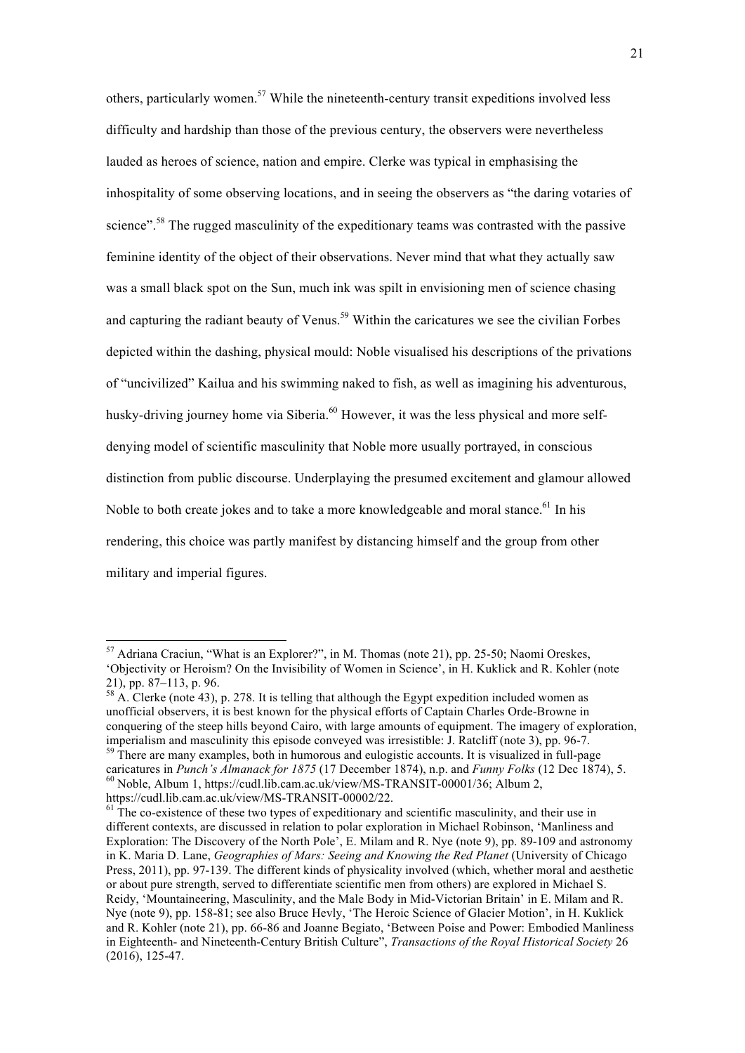others, particularly women.[57] While the nineteenth-century transit expeditions involved less difficulty and hardship than those of the previous century, the observers were nevertheless lauded as heroes of science, nation and empire. Clerke was typical in emphasising the inhospitality of some observing locations, and in seeing the observers as "the daring votaries of science".[58] The rugged masculinity of the expeditionary teams was contrasted with the passive feminine identity of the object of their observations. Never mind that what they actually saw was a small black spot on the Sun, much ink was spilt in envisioning men of science chasing and capturing the radiant beauty of Venus.[59] Within the caricatures we see the civilian Forbes depicted within the dashing, physical mould: Noble visualised his descriptions of the privations of "uncivilized" Kailua and his swimming naked to fish, as well as imagining his adventurous, husky-driving journey home via Siberia.[60] However, it was the less physical and more self-denying model of scientific masculinity that Noble more usually portrayed, in conscious distinction from public discourse. Underplaying the presumed excitement and glamour allowed Noble to both create jokes and to take a more knowledgeable and moral stance.[61] In his rendering, this choice was partly manifest by distancing himself and the group from other military and imperial figures.

---

[57] Adriana Craciun, "What is an Explorer?", in M. Thomas (note 21), pp. 25-50; Naomi Oreskes, 'Objectivity or Heroism? On the Invisibility of Women in Science', in H. Kuklick and R. Kohler (note 21), pp. 87–113, p. 96.

[58] A. Clerke (note 43), p. 278. It is telling that although the Egypt expedition included women as unofficial observers, it is best known for the physical efforts of Captain Charles Orde-Browne in conquering of the steep hills beyond Cairo, with large amounts of equipment. The imagery of exploration, imperialism and masculinity this episode conveyed was irresistible: J. Ratcliff (note 3), pp. 96-7.

[59] There are many examples, both in humorous and eulogistic accounts. It is visualized in full-page caricatures in *Punch's Almanack for 1875* (17 December 1874), n.p. and *Funny Folks* (12 Dec 1874), 5.

[60] Noble, Album 1, https://cudl.lib.cam.ac.uk/view/MS-TRANSIT-00001/36; Album 2, https://cudl.lib.cam.ac.uk/view/MS-TRANSIT-00002/22.

[61] The co-existence of these two types of expeditionary and scientific masculinity, and their use in different contexts, are discussed in relation to polar exploration in Michael Robinson, 'Manliness and Exploration: The Discovery of the North Pole', E. Milam and R. Nye (note 9), pp. 89-109 and astronomy in K. Maria D. Lane, *Geographies of Mars: Seeing and Knowing the Red Planet* (University of Chicago Press, 2011), pp. 97-139. The different kinds of physicality involved (which, whether moral and aesthetic or about pure strength, served to differentiate scientific men from others) are explored in Michael S. Reidy, 'Mountaineering, Masculinity, and the Male Body in Mid-Victorian Britain' in E. Milam and R. Nye (note 9), pp. 158-81; see also Bruce Hevly, 'The Heroic Science of Glacier Motion', in H. Kuklick and R. Kohler (note 21), pp. 66-86 and Joanne Begiato, 'Between Poise and Power: Embodied Manliness in Eighteenth- and Nineteenth-Century British Culture", *Transactions of the Royal Historical Society* 26 (2016), 125-47.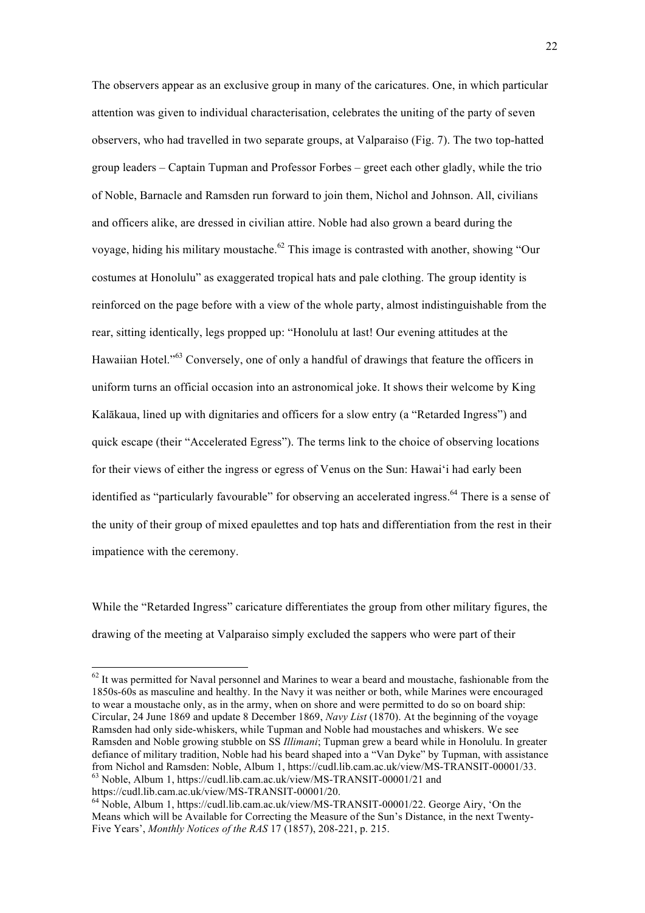The observers appear as an exclusive group in many of the caricatures. One, in which particular attention was given to individual characterisation, celebrates the uniting of the party of seven observers, who had travelled in two separate groups, at Valparaiso (Fig. 7). The two top-hatted group leaders – Captain Tupman and Professor Forbes – greet each other gladly, while the trio of Noble, Barnacle and Ramsden run forward to join them, Nichol and Johnson. All, civilians and officers alike, are dressed in civilian attire. Noble had also grown a beard during the voyage, hiding his military moustache.[62] This image is contrasted with another, showing "Our costumes at Honolulu" as exaggerated tropical hats and pale clothing. The group identity is reinforced on the page before with a view of the whole party, almost indistinguishable from the rear, sitting identically, legs propped up: "Honolulu at last! Our evening attitudes at the Hawaiian Hotel."[63] Conversely, one of only a handful of drawings that feature the officers in uniform turns an official occasion into an astronomical joke. It shows their welcome by King Kalākaua, lined up with dignitaries and officers for a slow entry (a "Retarded Ingress") and quick escape (their "Accelerated Egress"). The terms link to the choice of observing locations for their views of either the ingress or egress of Venus on the Sun: Hawaiʻi had early been identified as "particularly favourable" for observing an accelerated ingress.[64] There is a sense of the unity of their group of mixed epaulettes and top hats and differentiation from the rest in their impatience with the ceremony.

While the "Retarded Ingress" caricature differentiates the group from other military figures, the drawing of the meeting at Valparaiso simply excluded the sappers who were part of their

---

[62] It was permitted for Naval personnel and Marines to wear a beard and moustache, fashionable from the 1850s-60s as masculine and healthy. In the Navy it was neither or both, while Marines were encouraged to wear a moustache only, as in the army, when on shore and were permitted to do so on board ship: Circular, 24 June 1869 and update 8 December 1869, *Navy List* (1870). At the beginning of the voyage Ramsden had only side-whiskers, while Tupman and Noble had moustaches and whiskers. We see Ramsden and Noble growing stubble on SS *Illimani*; Tupman grew a beard while in Honolulu. In greater defiance of military tradition, Noble had his beard shaped into a "Van Dyke" by Tupman, with assistance from Nichol and Ramsden: Noble, Album 1, https://cudl.lib.cam.ac.uk/view/MS-TRANSIT-00001/33.

[63] Noble, Album 1, https://cudl.lib.cam.ac.uk/view/MS-TRANSIT-00001/21 and https://cudl.lib.cam.ac.uk/view/MS-TRANSIT-00001/20.

[64] Noble, Album 1, https://cudl.lib.cam.ac.uk/view/MS-TRANSIT-00001/22. George Airy, 'On the Means which will be Available for Correcting the Measure of the Sun's Distance, in the next Twenty-Five Years', *Monthly Notices of the RAS* 17 (1857), 208-221, p. 215.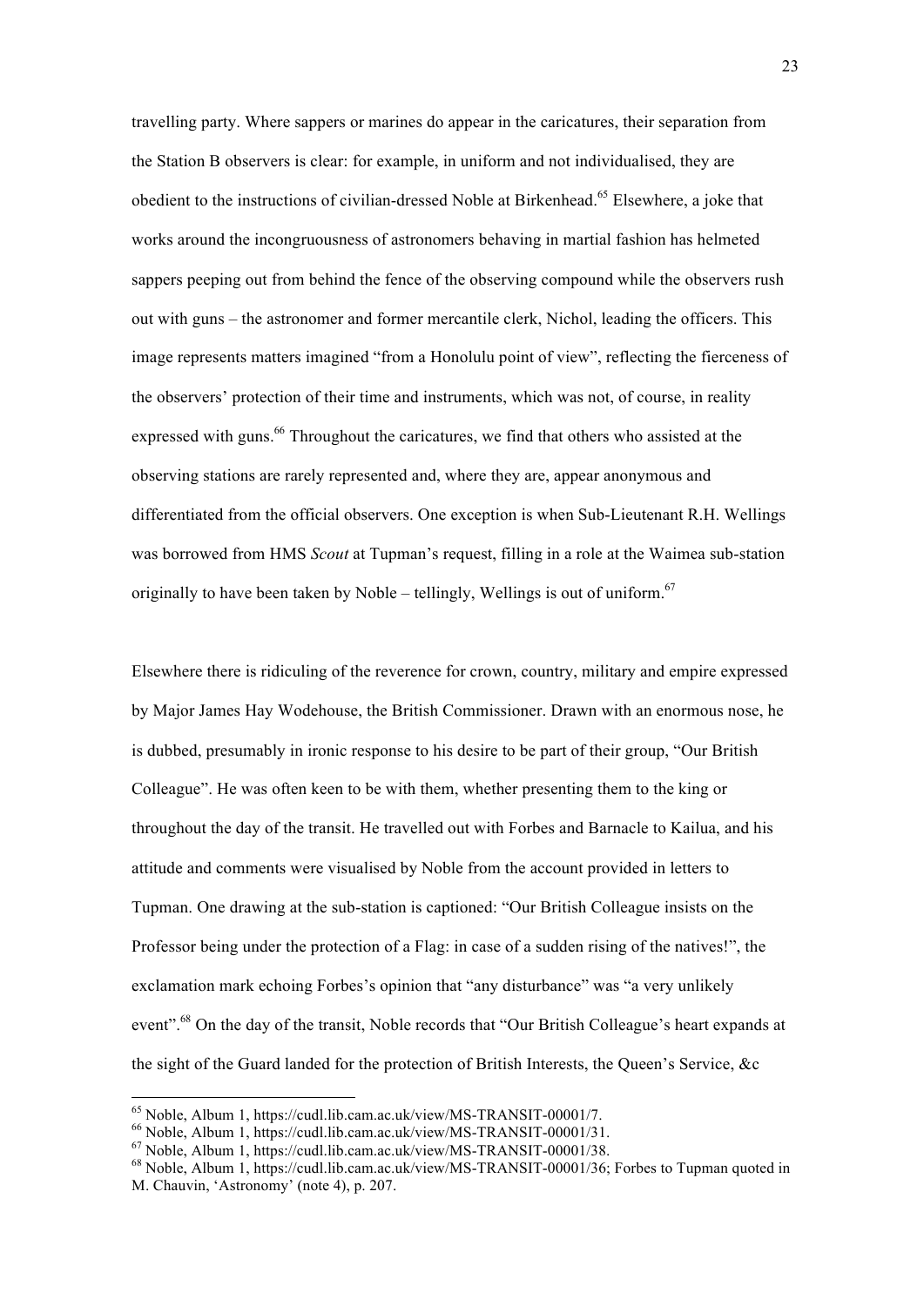travelling party. Where sappers or marines do appear in the caricatures, their separation from the Station B observers is clear: for example, in uniform and not individualised, they are obedient to the instructions of civilian-dressed Noble at Birkenhead.[65] Elsewhere, a joke that works around the incongruousness of astronomers behaving in martial fashion has helmeted sappers peeping out from behind the fence of the observing compound while the observers rush out with guns – the astronomer and former mercantile clerk, Nichol, leading the officers. This image represents matters imagined "from a Honolulu point of view", reflecting the fierceness of the observers' protection of their time and instruments, which was not, of course, in reality expressed with guns.[66] Throughout the caricatures, we find that others who assisted at the observing stations are rarely represented and, where they are, appear anonymous and differentiated from the official observers. One exception is when Sub-Lieutenant R.H. Wellings was borrowed from HMS *Scout* at Tupman's request, filling in a role at the Waimea sub-station originally to have been taken by Noble – tellingly, Wellings is out of uniform.[67]

Elsewhere there is ridiculing of the reverence for crown, country, military and empire expressed by Major James Hay Wodehouse, the British Commissioner. Drawn with an enormous nose, he is dubbed, presumably in ironic response to his desire to be part of their group, "Our British Colleague". He was often keen to be with them, whether presenting them to the king or throughout the day of the transit. He travelled out with Forbes and Barnacle to Kailua, and his attitude and comments were visualised by Noble from the account provided in letters to Tupman. One drawing at the sub-station is captioned: "Our British Colleague insists on the Professor being under the protection of a Flag: in case of a sudden rising of the natives!", the exclamation mark echoing Forbes's opinion that "any disturbance" was "a very unlikely event".[68] On the day of the transit, Noble records that "Our British Colleague's heart expands at the sight of the Guard landed for the protection of British Interests, the Queen's Service, &c

---

[65] Noble, Album 1, https://cudl.lib.cam.ac.uk/view/MS-TRANSIT-00001/7.

[66] Noble, Album 1, https://cudl.lib.cam.ac.uk/view/MS-TRANSIT-00001/31.

[67] Noble, Album 1, https://cudl.lib.cam.ac.uk/view/MS-TRANSIT-00001/38.

[68] Noble, Album 1, https://cudl.lib.cam.ac.uk/view/MS-TRANSIT-00001/36; Forbes to Tupman quoted in M. Chauvin, 'Astronomy' (note 4), p. 207.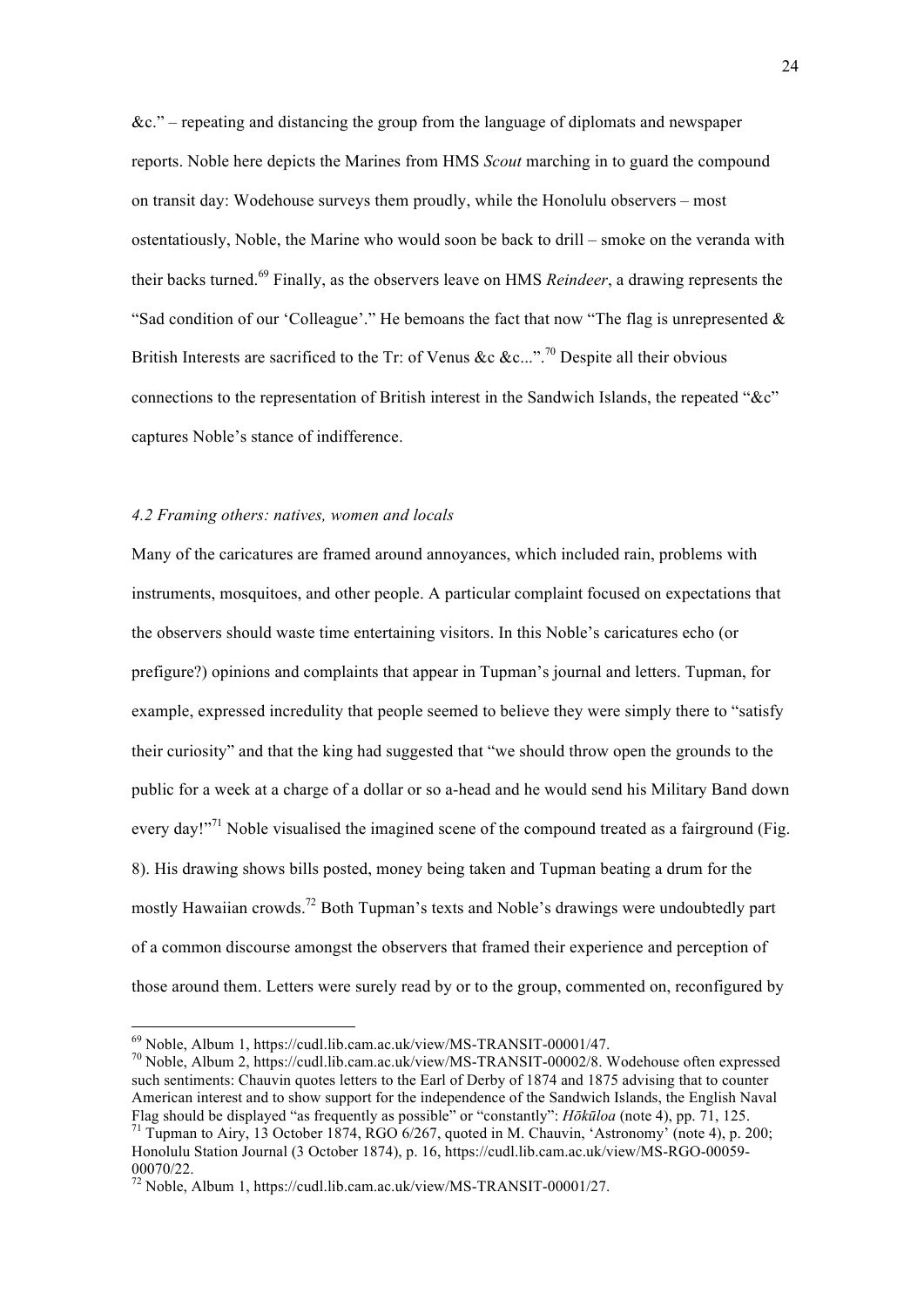&c." – repeating and distancing the group from the language of diplomats and newspaper reports. Noble here depicts the Marines from HMS *Scout* marching in to guard the compound on transit day: Wodehouse surveys them proudly, while the Honolulu observers – most ostentatiously, Noble, the Marine who would soon be back to drill – smoke on the veranda with their backs turned.[69] Finally, as the observers leave on HMS *Reindeer*, a drawing represents the "Sad condition of our 'Colleague'." He bemoans the fact that now "The flag is unrepresented & British Interests are sacrificed to the Tr: of Venus &c &c...".[70] Despite all their obvious connections to the representation of British interest in the Sandwich Islands, the repeated "&c" captures Noble's stance of indifference.

### *4.2 Framing others: natives, women and locals*

Many of the caricatures are framed around annoyances, which included rain, problems with instruments, mosquitoes, and other people. A particular complaint focused on expectations that the observers should waste time entertaining visitors. In this Noble's caricatures echo (or prefigure?) opinions and complaints that appear in Tupman's journal and letters. Tupman, for example, expressed incredulity that people seemed to believe they were simply there to "satisfy their curiosity" and that the king had suggested that "we should throw open the grounds to the public for a week at a charge of a dollar or so a-head and he would send his Military Band down every day!"[71] Noble visualised the imagined scene of the compound treated as a fairground (Fig. 8). His drawing shows bills posted, money being taken and Tupman beating a drum for the mostly Hawaiian crowds.[72] Both Tupman's texts and Noble's drawings were undoubtedly part of a common discourse amongst the observers that framed their experience and perception of those around them. Letters were surely read by or to the group, commented on, reconfigured by

---

[69] Noble, Album 1, https://cudl.lib.cam.ac.uk/view/MS-TRANSIT-00001/47.

[70] Noble, Album 2, https://cudl.lib.cam.ac.uk/view/MS-TRANSIT-00002/8. Wodehouse often expressed such sentiments: Chauvin quotes letters to the Earl of Derby of 1874 and 1875 advising that to counter American interest and to show support for the independence of the Sandwich Islands, the English Naval Flag should be displayed "as frequently as possible" or "constantly": *Hōkūloa* (note 4), pp. 71, 125.

[71] Tupman to Airy, 13 October 1874, RGO 6/267, quoted in M. Chauvin, 'Astronomy' (note 4), p. 200; Honolulu Station Journal (3 October 1874), p. 16, https://cudl.lib.cam.ac.uk/view/MS-RGO-00059-00070/22.

[72] Noble, Album 1, https://cudl.lib.cam.ac.uk/view/MS-TRANSIT-00001/27.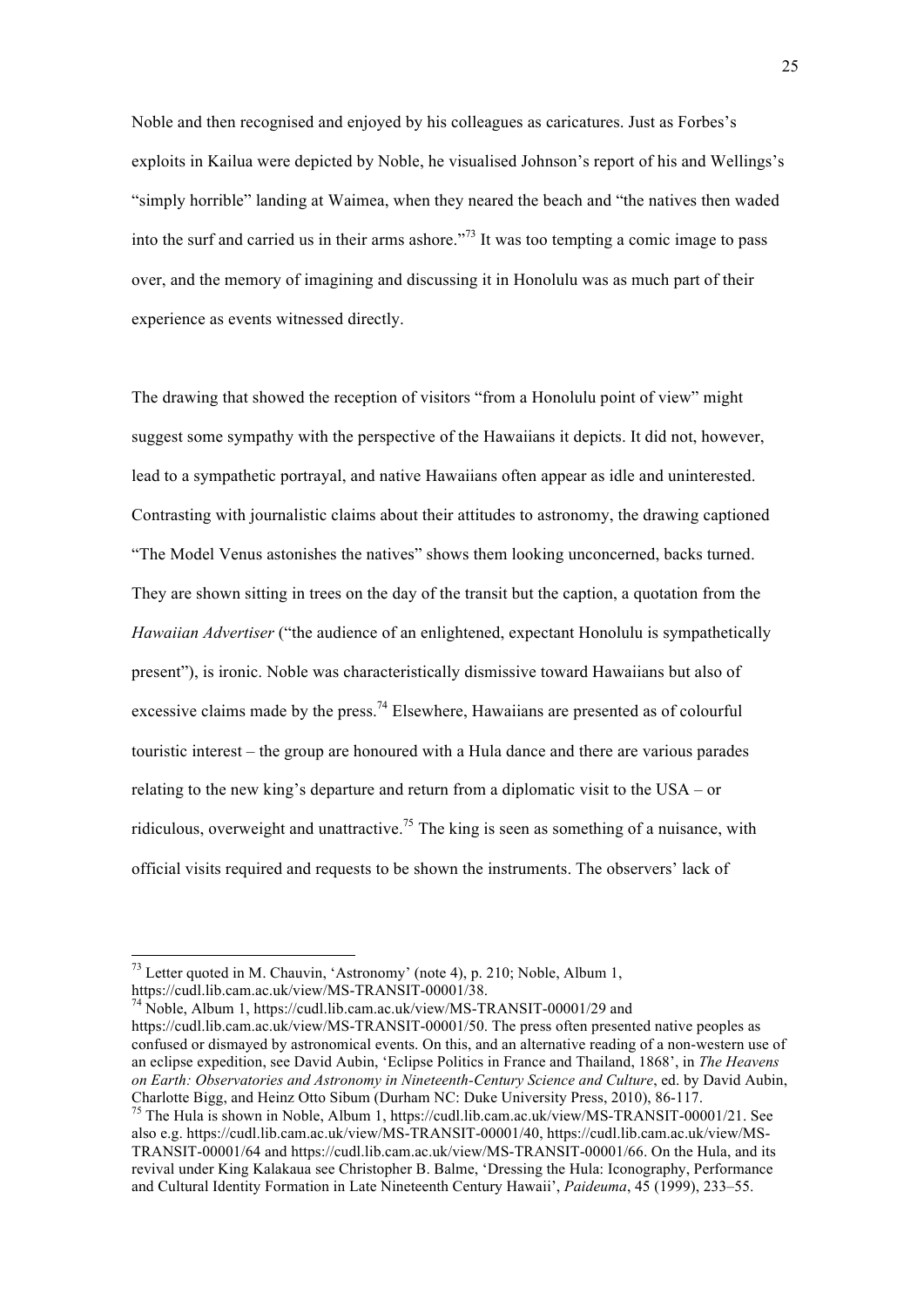Noble and then recognised and enjoyed by his colleagues as caricatures. Just as Forbes's exploits in Kailua were depicted by Noble, he visualised Johnson's report of his and Wellings's "simply horrible" landing at Waimea, when they neared the beach and "the natives then waded into the surf and carried us in their arms ashore."[73] It was too tempting a comic image to pass over, and the memory of imagining and discussing it in Honolulu was as much part of their experience as events witnessed directly.

The drawing that showed the reception of visitors "from a Honolulu point of view" might suggest some sympathy with the perspective of the Hawaiians it depicts. It did not, however, lead to a sympathetic portrayal, and native Hawaiians often appear as idle and uninterested. Contrasting with journalistic claims about their attitudes to astronomy, the drawing captioned "The Model Venus astonishes the natives" shows them looking unconcerned, backs turned. They are shown sitting in trees on the day of the transit but the caption, a quotation from the *Hawaiian Advertiser* ("the audience of an enlightened, expectant Honolulu is sympathetically present"), is ironic. Noble was characteristically dismissive toward Hawaiians but also of excessive claims made by the press.[74] Elsewhere, Hawaiians are presented as of colourful touristic interest – the group are honoured with a Hula dance and there are various parades relating to the new king's departure and return from a diplomatic visit to the USA – or ridiculous, overweight and unattractive.[75] The king is seen as something of a nuisance, with official visits required and requests to be shown the instruments. The observers' lack of

---

[73] Letter quoted in M. Chauvin, 'Astronomy' (note 4), p. 210; Noble, Album 1, https://cudl.lib.cam.ac.uk/view/MS-TRANSIT-00001/38.

[74] Noble, Album 1, https://cudl.lib.cam.ac.uk/view/MS-TRANSIT-00001/29 and https://cudl.lib.cam.ac.uk/view/MS-TRANSIT-00001/50. The press often presented native peoples as confused or dismayed by astronomical events. On this, and an alternative reading of a non-western use of an eclipse expedition, see David Aubin, 'Eclipse Politics in France and Thailand, 1868', in *The Heavens on Earth: Observatories and Astronomy in Nineteenth-Century Science and Culture*, ed. by David Aubin, Charlotte Bigg, and Heinz Otto Sibum (Durham NC: Duke University Press, 2010), 86-117.

[75] The Hula is shown in Noble, Album 1, https://cudl.lib.cam.ac.uk/view/MS-TRANSIT-00001/21. See also e.g. https://cudl.lib.cam.ac.uk/view/MS-TRANSIT-00001/40, https://cudl.lib.cam.ac.uk/view/MS-TRANSIT-00001/64 and https://cudl.lib.cam.ac.uk/view/MS-TRANSIT-00001/66. On the Hula, and its revival under King Kalakaua see Christopher B. Balme, 'Dressing the Hula: Iconography, Performance and Cultural Identity Formation in Late Nineteenth Century Hawaii', *Paideuma*, 45 (1999), 233–55.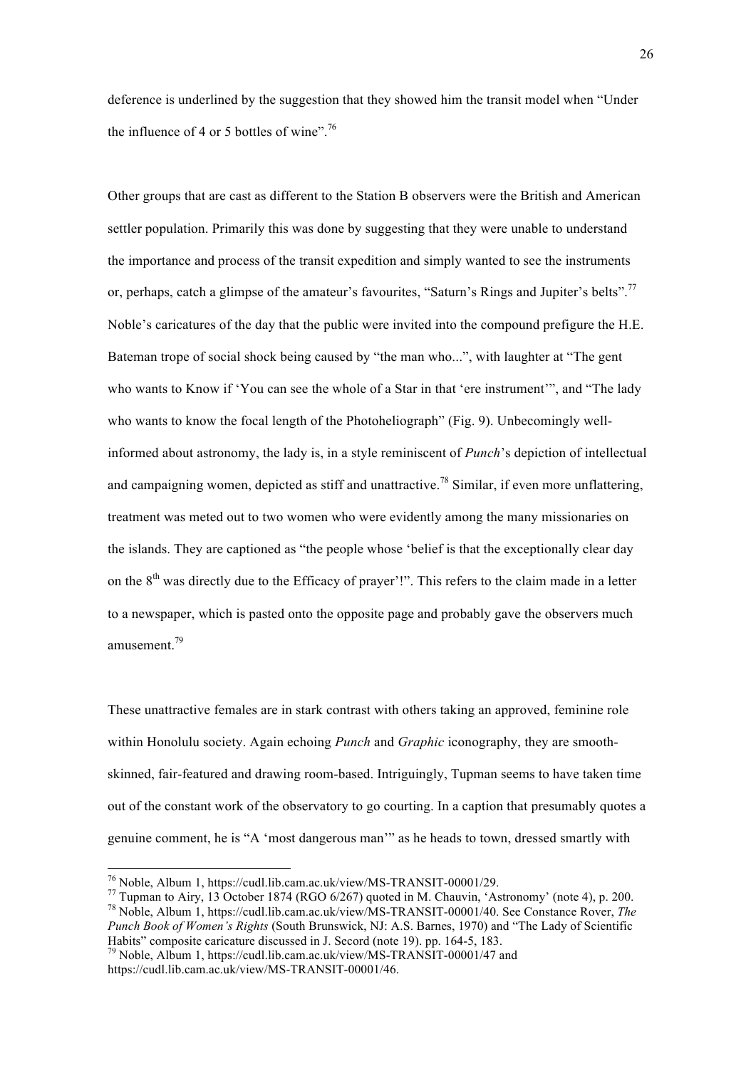deference is underlined by the suggestion that they showed him the transit model when "Under the influence of 4 or 5 bottles of wine".[76]

Other groups that are cast as different to the Station B observers were the British and American settler population. Primarily this was done by suggesting that they were unable to understand the importance and process of the transit expedition and simply wanted to see the instruments or, perhaps, catch a glimpse of the amateur's favourites, "Saturn's Rings and Jupiter's belts".[77] Noble's caricatures of the day that the public were invited into the compound prefigure the H.E. Bateman trope of social shock being caused by "the man who...", with laughter at "The gent who wants to Know if 'You can see the whole of a Star in that 'ere instrument'", and "The lady who wants to know the focal length of the Photoheliograph" (Fig. 9). Unbecomingly well-informed about astronomy, the lady is, in a style reminiscent of *Punch*'s depiction of intellectual and campaigning women, depicted as stiff and unattractive.[78] Similar, if even more unflattering, treatment was meted out to two women who were evidently among the many missionaries on the islands. They are captioned as "the people whose 'belief is that the exceptionally clear day on the 8th was directly due to the Efficacy of prayer'!". This refers to the claim made in a letter to a newspaper, which is pasted onto the opposite page and probably gave the observers much amusement.[79]

These unattractive females are in stark contrast with others taking an approved, feminine role within Honolulu society. Again echoing *Punch* and *Graphic* iconography, they are smooth-skinned, fair-featured and drawing room-based. Intriguingly, Tupman seems to have taken time out of the constant work of the observatory to go courting. In a caption that presumably quotes a genuine comment, he is "A 'most dangerous man'" as he heads to town, dressed smartly with

---

[76] Noble, Album 1, https://cudl.lib.cam.ac.uk/view/MS-TRANSIT-00001/29.

[77] Tupman to Airy, 13 October 1874 (RGO 6/267) quoted in M. Chauvin, 'Astronomy' (note 4), p. 200.

[78] Noble, Album 1, https://cudl.lib.cam.ac.uk/view/MS-TRANSIT-00001/40. See Constance Rover, *The Punch Book of Women's Rights* (South Brunswick, NJ: A.S. Barnes, 1970) and "The Lady of Scientific Habits" composite caricature discussed in J. Secord (note 19). pp. 164-5, 183.

[79] Noble, Album 1, https://cudl.lib.cam.ac.uk/view/MS-TRANSIT-00001/47 and https://cudl.lib.cam.ac.uk/view/MS-TRANSIT-00001/46.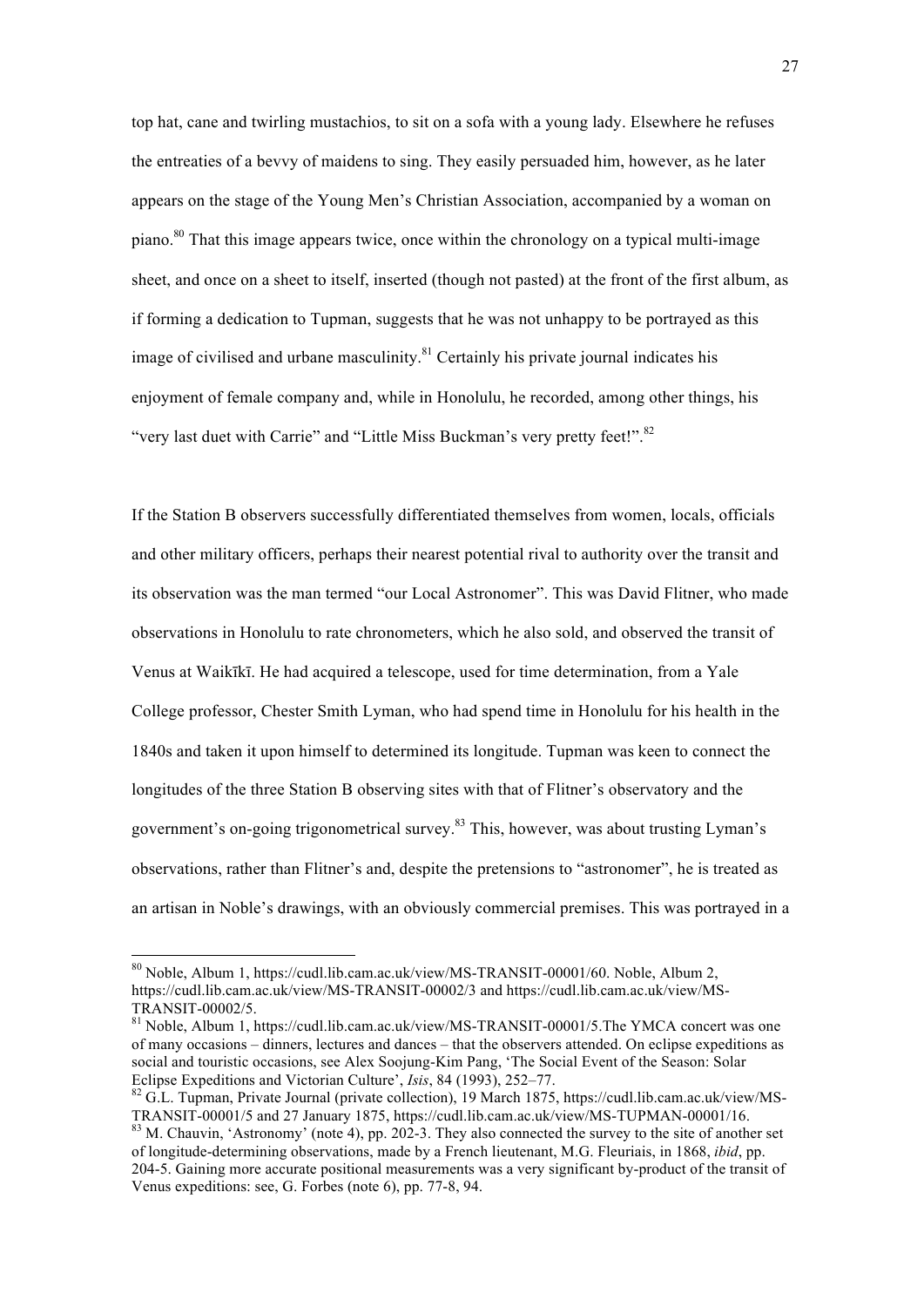top hat, cane and twirling mustachios, to sit on a sofa with a young lady. Elsewhere he refuses the entreaties of a bevvy of maidens to sing. They easily persuaded him, however, as he later appears on the stage of the Young Men's Christian Association, accompanied by a woman on piano.[80] That this image appears twice, once within the chronology on a typical multi-image sheet, and once on a sheet to itself, inserted (though not pasted) at the front of the first album, as if forming a dedication to Tupman, suggests that he was not unhappy to be portrayed as this image of civilised and urbane masculinity.[81] Certainly his private journal indicates his enjoyment of female company and, while in Honolulu, he recorded, among other things, his "very last duet with Carrie" and "Little Miss Buckman's very pretty feet!".[82]

If the Station B observers successfully differentiated themselves from women, locals, officials and other military officers, perhaps their nearest potential rival to authority over the transit and its observation was the man termed "our Local Astronomer". This was David Flitner, who made observations in Honolulu to rate chronometers, which he also sold, and observed the transit of Venus at Waikīkī. He had acquired a telescope, used for time determination, from a Yale College professor, Chester Smith Lyman, who had spend time in Honolulu for his health in the 1840s and taken it upon himself to determined its longitude. Tupman was keen to connect the longitudes of the three Station B observing sites with that of Flitner's observatory and the government's on-going trigonometrical survey.[83] This, however, was about trusting Lyman's observations, rather than Flitner's and, despite the pretensions to "astronomer", he is treated as an artisan in Noble's drawings, with an obviously commercial premises. This was portrayed in a

---

[80] Noble, Album 1, https://cudl.lib.cam.ac.uk/view/MS-TRANSIT-00001/60. Noble, Album 2, https://cudl.lib.cam.ac.uk/view/MS-TRANSIT-00002/3 and https://cudl.lib.cam.ac.uk/view/MS-TRANSIT-00002/5.

[81] Noble, Album 1, https://cudl.lib.cam.ac.uk/view/MS-TRANSIT-00001/5.The YMCA concert was one of many occasions – dinners, lectures and dances – that the observers attended. On eclipse expeditions as social and touristic occasions, see Alex Soojung-Kim Pang, 'The Social Event of the Season: Solar Eclipse Expeditions and Victorian Culture', *Isis*, 84 (1993), 252–77.

[82] G.L. Tupman, Private Journal (private collection), 19 March 1875, https://cudl.lib.cam.ac.uk/view/MS-TRANSIT-00001/5 and 27 January 1875, https://cudl.lib.cam.ac.uk/view/MS-TUPMAN-00001/16.

[83] M. Chauvin, 'Astronomy' (note 4), pp. 202-3. They also connected the survey to the site of another set of longitude-determining observations, made by a French lieutenant, M.G. Fleuriais, in 1868, *ibid*, pp. 204-5. Gaining more accurate positional measurements was a very significant by-product of the transit of Venus expeditions: see, G. Forbes (note 6), pp. 77-8, 94.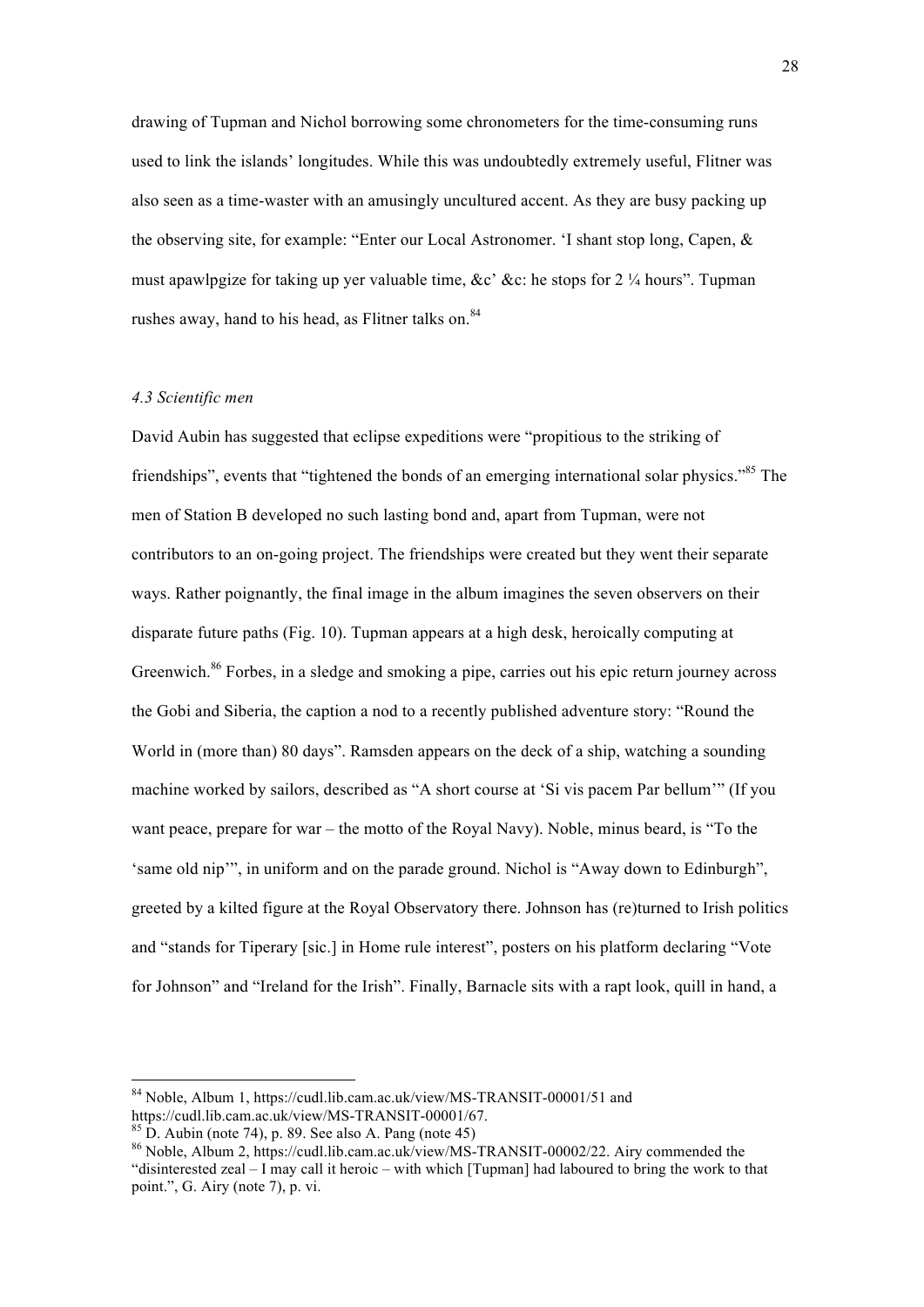drawing of Tupman and Nichol borrowing some chronometers for the time-consuming runs used to link the islands' longitudes. While this was undoubtedly extremely useful, Flitner was also seen as a time-waster with an amusingly uncultured accent. As they are busy packing up the observing site, for example: "Enter our Local Astronomer. 'I shant stop long, Capen, & must apawlpgize for taking up yer valuable time, &c' &c: he stops for 2 ¼ hours". Tupman rushes away, hand to his head, as Flitner talks on.[84]

### *4.3 Scientific men*

David Aubin has suggested that eclipse expeditions were "propitious to the striking of friendships", events that "tightened the bonds of an emerging international solar physics."[85] The men of Station B developed no such lasting bond and, apart from Tupman, were not contributors to an on-going project. The friendships were created but they went their separate ways. Rather poignantly, the final image in the album imagines the seven observers on their disparate future paths (Fig. 10). Tupman appears at a high desk, heroically computing at Greenwich.[86] Forbes, in a sledge and smoking a pipe, carries out his epic return journey across the Gobi and Siberia, the caption a nod to a recently published adventure story: "Round the World in (more than) 80 days". Ramsden appears on the deck of a ship, watching a sounding machine worked by sailors, described as "A short course at 'Si vis pacem Par bellum'" (If you want peace, prepare for war – the motto of the Royal Navy). Noble, minus beard, is "To the 'same old nip'", in uniform and on the parade ground. Nichol is "Away down to Edinburgh", greeted by a kilted figure at the Royal Observatory there. Johnson has (re)turned to Irish politics and "stands for Tiperary [sic.] in Home rule interest", posters on his platform declaring "Vote for Johnson" and "Ireland for the Irish". Finally, Barnacle sits with a rapt look, quill in hand, a

---

[84] Noble, Album 1, https://cudl.lib.cam.ac.uk/view/MS-TRANSIT-00001/51 and https://cudl.lib.cam.ac.uk/view/MS-TRANSIT-00001/67.

[85] D. Aubin (note 74), p. 89. See also A. Pang (note 45)

[86] Noble, Album 2, https://cudl.lib.cam.ac.uk/view/MS-TRANSIT-00002/22. Airy commended the "disinterested zeal – I may call it heroic – with which [Tupman] had laboured to bring the work to that point.", G. Airy (note 7), p. vi.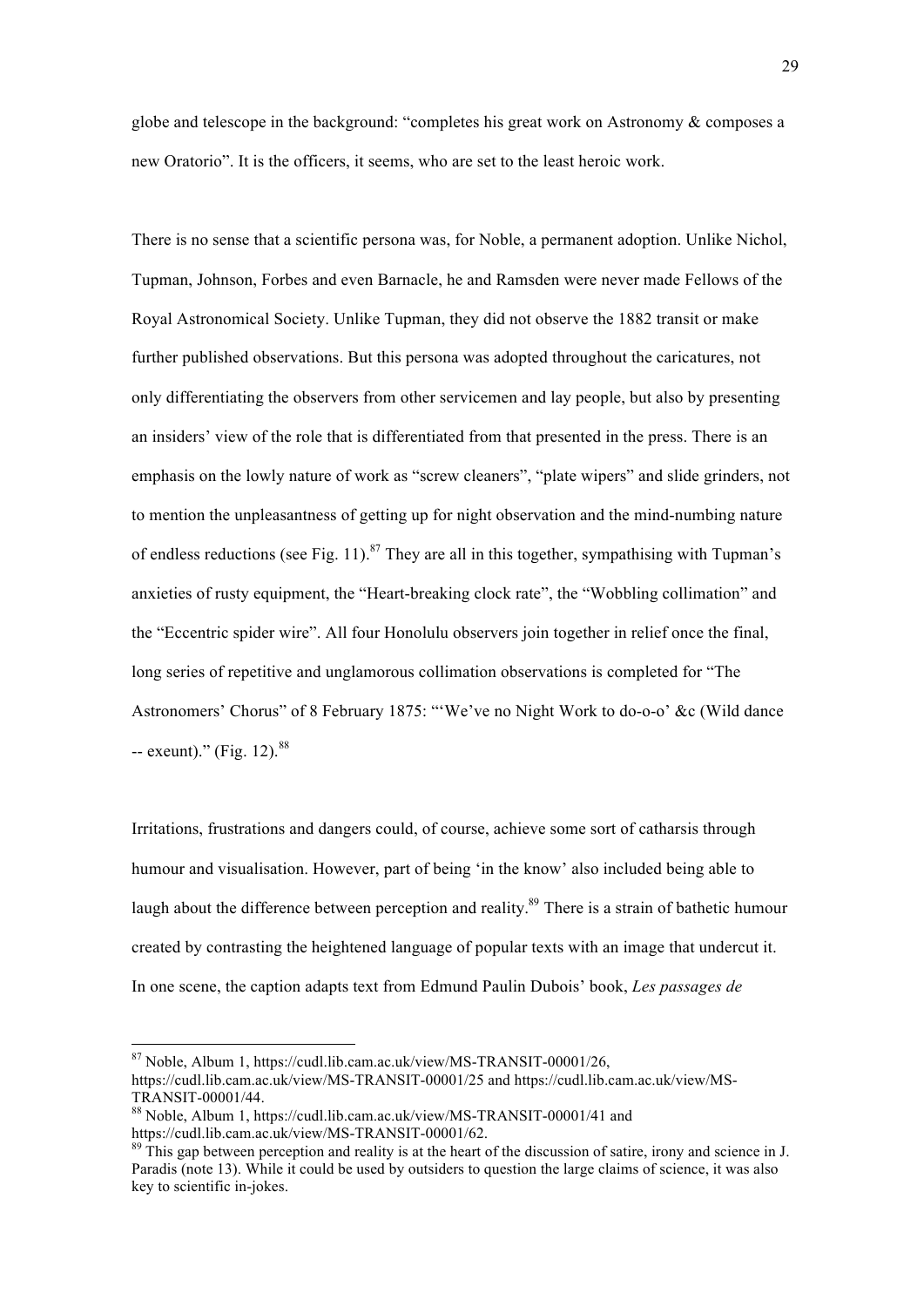globe and telescope in the background: "completes his great work on Astronomy & composes a new Oratorio". It is the officers, it seems, who are set to the least heroic work.

There is no sense that a scientific persona was, for Noble, a permanent adoption. Unlike Nichol, Tupman, Johnson, Forbes and even Barnacle, he and Ramsden were never made Fellows of the Royal Astronomical Society. Unlike Tupman, they did not observe the 1882 transit or make further published observations. But this persona was adopted throughout the caricatures, not only differentiating the observers from other servicemen and lay people, but also by presenting an insiders' view of the role that is differentiated from that presented in the press. There is an emphasis on the lowly nature of work as "screw cleaners", "plate wipers" and slide grinders, not to mention the unpleasantness of getting up for night observation and the mind-numbing nature of endless reductions (see Fig. 11).[87] They are all in this together, sympathising with Tupman's anxieties of rusty equipment, the "Heart-breaking clock rate", the "Wobbling collimation" and the "Eccentric spider wire". All four Honolulu observers join together in relief once the final, long series of repetitive and unglamorous collimation observations is completed for "The Astronomers' Chorus" of 8 February 1875: "'We've no Night Work to do-o-o' &c (Wild dance -- exeunt)." (Fig. 12).[88]

Irritations, frustrations and dangers could, of course, achieve some sort of catharsis through humour and visualisation. However, part of being 'in the know' also included being able to laugh about the difference between perception and reality.[89] There is a strain of bathetic humour created by contrasting the heightened language of popular texts with an image that undercut it. In one scene, the caption adapts text from Edmund Paulin Dubois' book, *Les passages de*

---

[87] Noble, Album 1, https://cudl.lib.cam.ac.uk/view/MS-TRANSIT-00001/26, https://cudl.lib.cam.ac.uk/view/MS-TRANSIT-00001/25 and https://cudl.lib.cam.ac.uk/view/MS-TRANSIT-00001/44.

[88] Noble, Album 1, https://cudl.lib.cam.ac.uk/view/MS-TRANSIT-00001/41 and https://cudl.lib.cam.ac.uk/view/MS-TRANSIT-00001/62.

[89] This gap between perception and reality is at the heart of the discussion of satire, irony and science in J. Paradis (note 13). While it could be used by outsiders to question the large claims of science, it was also key to scientific in-jokes.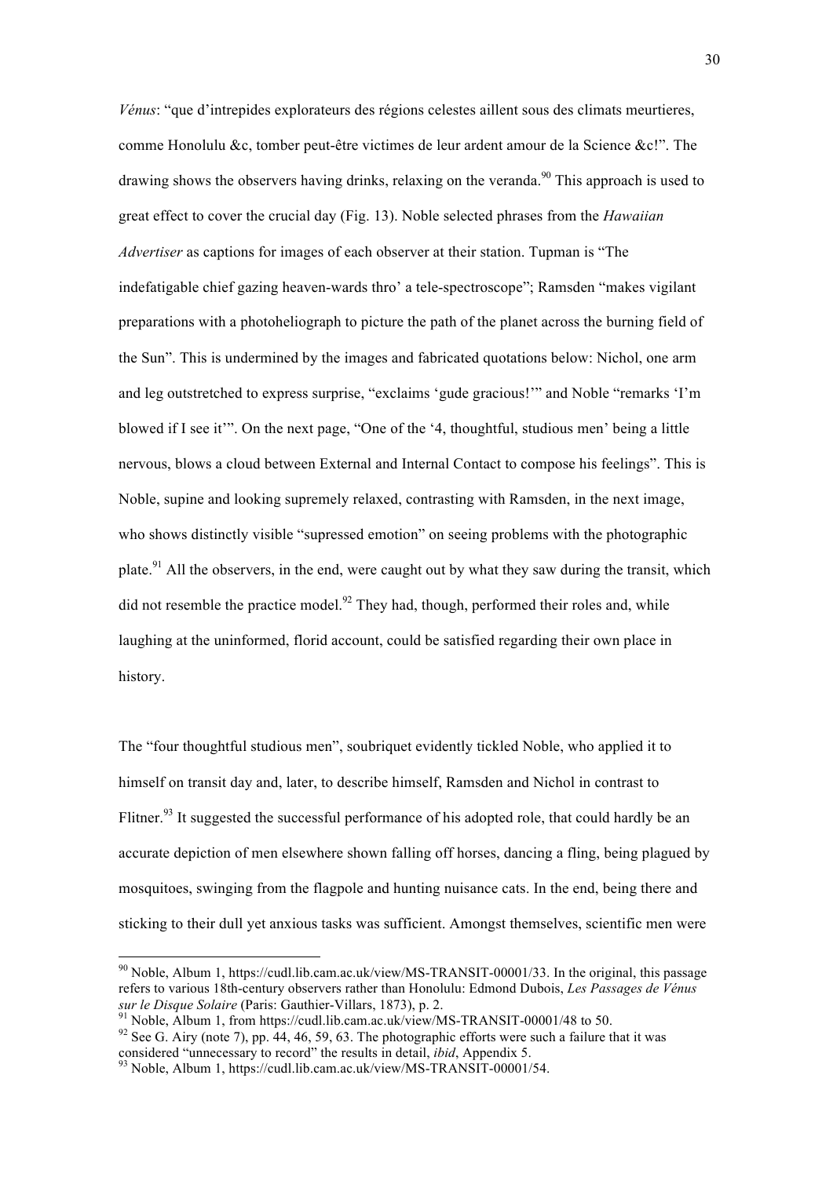*Vénus*: "que d'intrepides explorateurs des régions celestes aillent sous des climats meurtieres, comme Honolulu &c, tomber peut-être victimes de leur ardent amour de la Science &c!". The drawing shows the observers having drinks, relaxing on the veranda.[90] This approach is used to great effect to cover the crucial day (Fig. 13). Noble selected phrases from the *Hawaiian Advertiser* as captions for images of each observer at their station. Tupman is "The indefatigable chief gazing heaven-wards thro' a tele-spectroscope"; Ramsden "makes vigilant preparations with a photoheliograph to picture the path of the planet across the burning field of the Sun". This is undermined by the images and fabricated quotations below: Nichol, one arm and leg outstretched to express surprise, "exclaims 'gude gracious!'" and Noble "remarks 'I'm blowed if I see it'". On the next page, "One of the '4, thoughtful, studious men' being a little nervous, blows a cloud between External and Internal Contact to compose his feelings". This is Noble, supine and looking supremely relaxed, contrasting with Ramsden, in the next image, who shows distinctly visible "supressed emotion" on seeing problems with the photographic plate.[91] All the observers, in the end, were caught out by what they saw during the transit, which did not resemble the practice model.[92] They had, though, performed their roles and, while laughing at the uninformed, florid account, could be satisfied regarding their own place in history.

The "four thoughtful studious men", soubriquet evidently tickled Noble, who applied it to himself on transit day and, later, to describe himself, Ramsden and Nichol in contrast to Flitner.[93] It suggested the successful performance of his adopted role, that could hardly be an accurate depiction of men elsewhere shown falling off horses, dancing a fling, being plagued by mosquitoes, swinging from the flagpole and hunting nuisance cats. In the end, being there and sticking to their dull yet anxious tasks was sufficient. Amongst themselves, scientific men were

---

[90] Noble, Album 1, https://cudl.lib.cam.ac.uk/view/MS-TRANSIT-00001/33. In the original, this passage refers to various 18th-century observers rather than Honolulu: Edmond Dubois, *Les Passages de Vénus sur le Disque Solaire* (Paris: Gauthier-Villars, 1873), p. 2.

[91] Noble, Album 1, from https://cudl.lib.cam.ac.uk/view/MS-TRANSIT-00001/48 to 50.

[92] See G. Airy (note 7), pp. 44, 46, 59, 63. The photographic efforts were such a failure that it was considered "unnecessary to record" the results in detail, *ibid*, Appendix 5.

[93] Noble, Album 1, https://cudl.lib.cam.ac.uk/view/MS-TRANSIT-00001/54.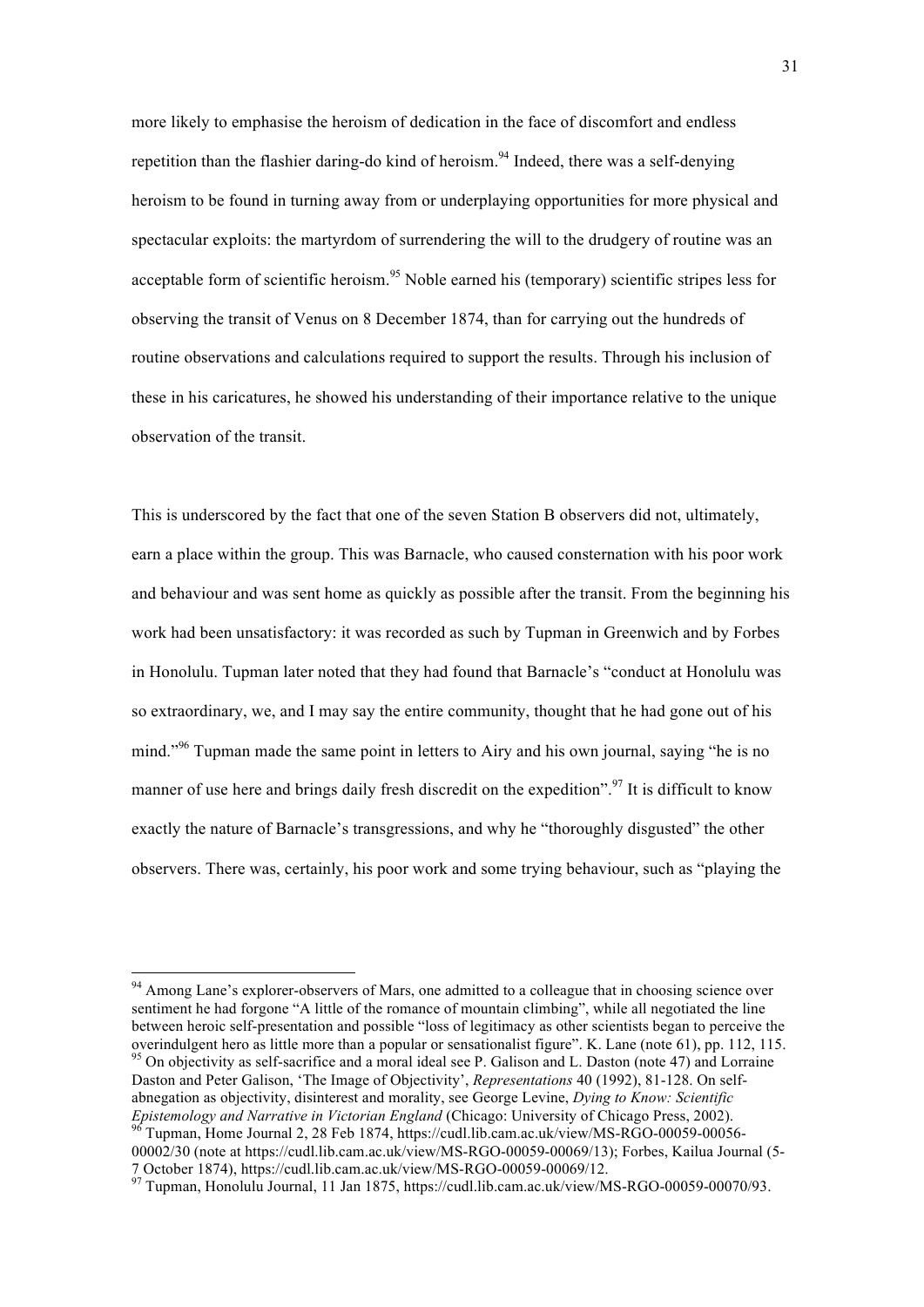more likely to emphasise the heroism of dedication in the face of discomfort and endless repetition than the flashier daring-do kind of heroism.[94] Indeed, there was a self-denying heroism to be found in turning away from or underplaying opportunities for more physical and spectacular exploits: the martyrdom of surrendering the will to the drudgery of routine was an acceptable form of scientific heroism.[95] Noble earned his (temporary) scientific stripes less for observing the transit of Venus on 8 December 1874, than for carrying out the hundreds of routine observations and calculations required to support the results. Through his inclusion of these in his caricatures, he showed his understanding of their importance relative to the unique observation of the transit.

This is underscored by the fact that one of the seven Station B observers did not, ultimately, earn a place within the group. This was Barnacle, who caused consternation with his poor work and behaviour and was sent home as quickly as possible after the transit. From the beginning his work had been unsatisfactory: it was recorded as such by Tupman in Greenwich and by Forbes in Honolulu. Tupman later noted that they had found that Barnacle's "conduct at Honolulu was so extraordinary, we, and I may say the entire community, thought that he had gone out of his mind."[96] Tupman made the same point in letters to Airy and his own journal, saying "he is no manner of use here and brings daily fresh discredit on the expedition".[97] It is difficult to know exactly the nature of Barnacle's transgressions, and why he "thoroughly disgusted" the other observers. There was, certainly, his poor work and some trying behaviour, such as "playing the

---

[94] Among Lane's explorer-observers of Mars, one admitted to a colleague that in choosing science over sentiment he had forgone "A little of the romance of mountain climbing", while all negotiated the line between heroic self-presentation and possible "loss of legitimacy as other scientists began to perceive the overindulgent hero as little more than a popular or sensationalist figure". K. Lane (note 61), pp. 112, 115.

[95] On objectivity as self-sacrifice and a moral ideal see P. Galison and L. Daston (note 47) and Lorraine Daston and Peter Galison, 'The Image of Objectivity', *Representations* 40 (1992), 81-128. On self-abnegation as objectivity, disinterest and morality, see George Levine, *Dying to Know: Scientific Epistemology and Narrative in Victorian England* (Chicago: University of Chicago Press, 2002).

[96] Tupman, Home Journal 2, 28 Feb 1874, https://cudl.lib.cam.ac.uk/view/MS-RGO-00059-00056-00002/30 (note at https://cudl.lib.cam.ac.uk/view/MS-RGO-00059-00069/13); Forbes, Kailua Journal (5-7 October 1874), https://cudl.lib.cam.ac.uk/view/MS-RGO-00059-00069/12.

[97] Tupman, Honolulu Journal, 11 Jan 1875, https://cudl.lib.cam.ac.uk/view/MS-RGO-00059-00070/93.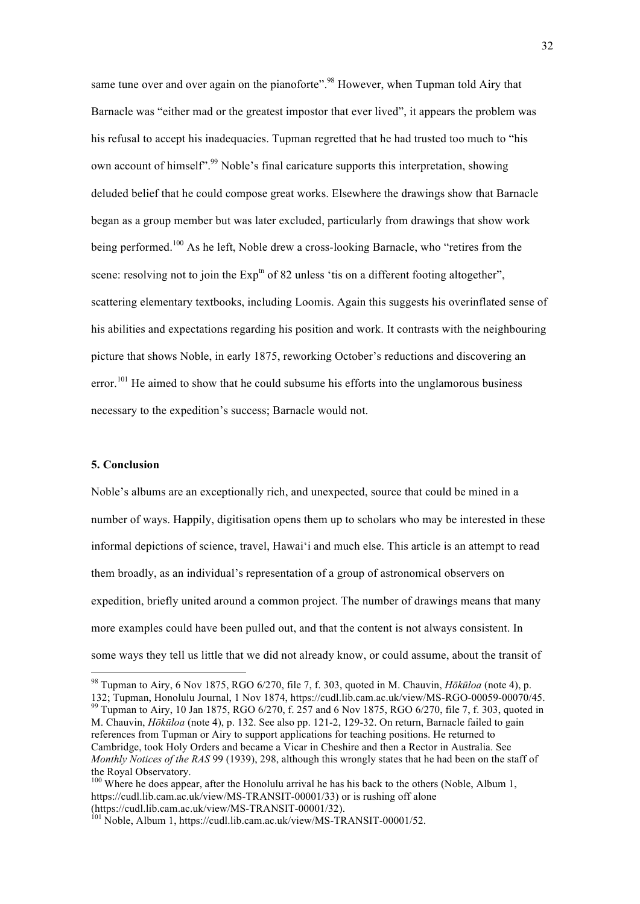same tune over and over again on the pianoforte".[98] However, when Tupman told Airy that Barnacle was "either mad or the greatest impostor that ever lived", it appears the problem was his refusal to accept his inadequacies. Tupman regretted that he had trusted too much to "his own account of himself".[99] Noble's final caricature supports this interpretation, showing deluded belief that he could compose great works. Elsewhere the drawings show that Barnacle began as a group member but was later excluded, particularly from drawings that show work being performed.[100] As he left, Noble drew a cross-looking Barnacle, who "retires from the scene: resolving not to join the Exp$^{tn}$ of 82 unless 'tis on a different footing altogether", scattering elementary textbooks, including Loomis. Again this suggests his overinflated sense of his abilities and expectations regarding his position and work. It contrasts with the neighbouring picture that shows Noble, in early 1875, reworking October's reductions and discovering an error.[101] He aimed to show that he could subsume his efforts into the unglamorous business necessary to the expedition's success; Barnacle would not.

### 5. Conclusion

Noble's albums are an exceptionally rich, and unexpected, source that could be mined in a number of ways. Happily, digitisation opens them up to scholars who may be interested in these informal depictions of science, travel, Hawai'i and much else. This article is an attempt to read them broadly, as an individual's representation of a group of astronomical observers on expedition, briefly united around a common project. The number of drawings means that many more examples could have been pulled out, and that the content is not always consistent. In some ways they tell us little that we did not already know, or could assume, about the transit of

---

[98] Tupman to Airy, 6 Nov 1875, RGO 6/270, file 7, f. 303, quoted in M. Chauvin, *Hōkūloa* (note 4), p. 132; Tupman, Honolulu Journal, 1 Nov 1874, https://cudl.lib.cam.ac.uk/view/MS-RGO-00059-00070/45.

[99] Tupman to Airy, 10 Jan 1875, RGO 6/270, f. 257 and 6 Nov 1875, RGO 6/270, file 7, f. 303, quoted in M. Chauvin, *Hōkūloa* (note 4), p. 132. See also pp. 121-2, 129-32. On return, Barnacle failed to gain references from Tupman or Airy to support applications for teaching positions. He returned to Cambridge, took Holy Orders and became a Vicar in Cheshire and then a Rector in Australia. See *Monthly Notices of the RAS* 99 (1939), 298, although this wrongly states that he had been on the staff of the Royal Observatory.

[100] Where he does appear, after the Honolulu arrival he has his back to the others (Noble, Album 1, https://cudl.lib.cam.ac.uk/view/MS-TRANSIT-00001/33) or is rushing off alone (https://cudl.lib.cam.ac.uk/view/MS-TRANSIT-00001/32).

[101] Noble, Album 1, https://cudl.lib.cam.ac.uk/view/MS-TRANSIT-00001/52.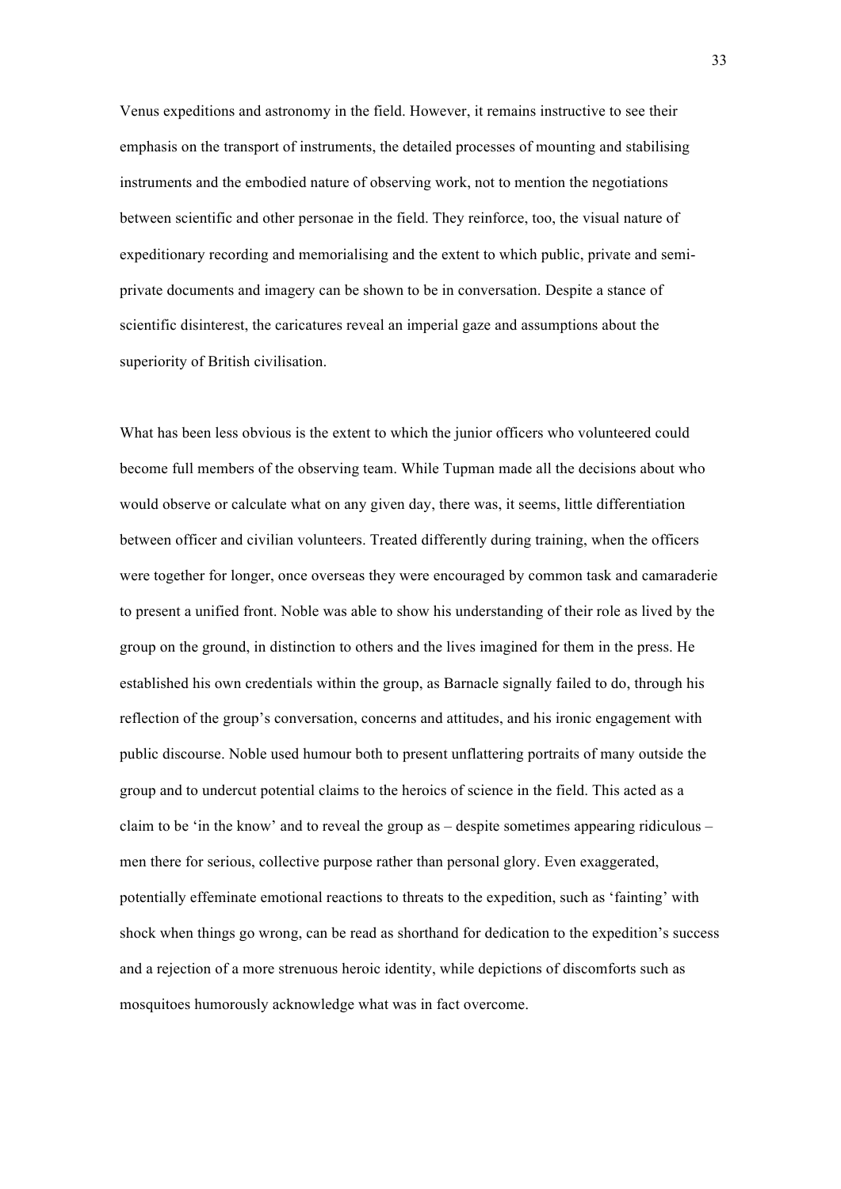Venus expeditions and astronomy in the field. However, it remains instructive to see their emphasis on the transport of instruments, the detailed processes of mounting and stabilising instruments and the embodied nature of observing work, not to mention the negotiations between scientific and other personae in the field. They reinforce, too, the visual nature of expeditionary recording and memorialising and the extent to which public, private and semi-private documents and imagery can be shown to be in conversation. Despite a stance of scientific disinterest, the caricatures reveal an imperial gaze and assumptions about the superiority of British civilisation.

What has been less obvious is the extent to which the junior officers who volunteered could become full members of the observing team. While Tupman made all the decisions about who would observe or calculate what on any given day, there was, it seems, little differentiation between officer and civilian volunteers. Treated differently during training, when the officers were together for longer, once overseas they were encouraged by common task and camaraderie to present a unified front. Noble was able to show his understanding of their role as lived by the group on the ground, in distinction to others and the lives imagined for them in the press. He established his own credentials within the group, as Barnacle signally failed to do, through his reflection of the group's conversation, concerns and attitudes, and his ironic engagement with public discourse. Noble used humour both to present unflattering portraits of many outside the group and to undercut potential claims to the heroics of science in the field. This acted as a claim to be 'in the know' and to reveal the group as – despite sometimes appearing ridiculous – men there for serious, collective purpose rather than personal glory. Even exaggerated, potentially effeminate emotional reactions to threats to the expedition, such as 'fainting' with shock when things go wrong, can be read as shorthand for dedication to the expedition's success and a rejection of a more strenuous heroic identity, while depictions of discomforts such as mosquitoes humorously acknowledge what was in fact overcome.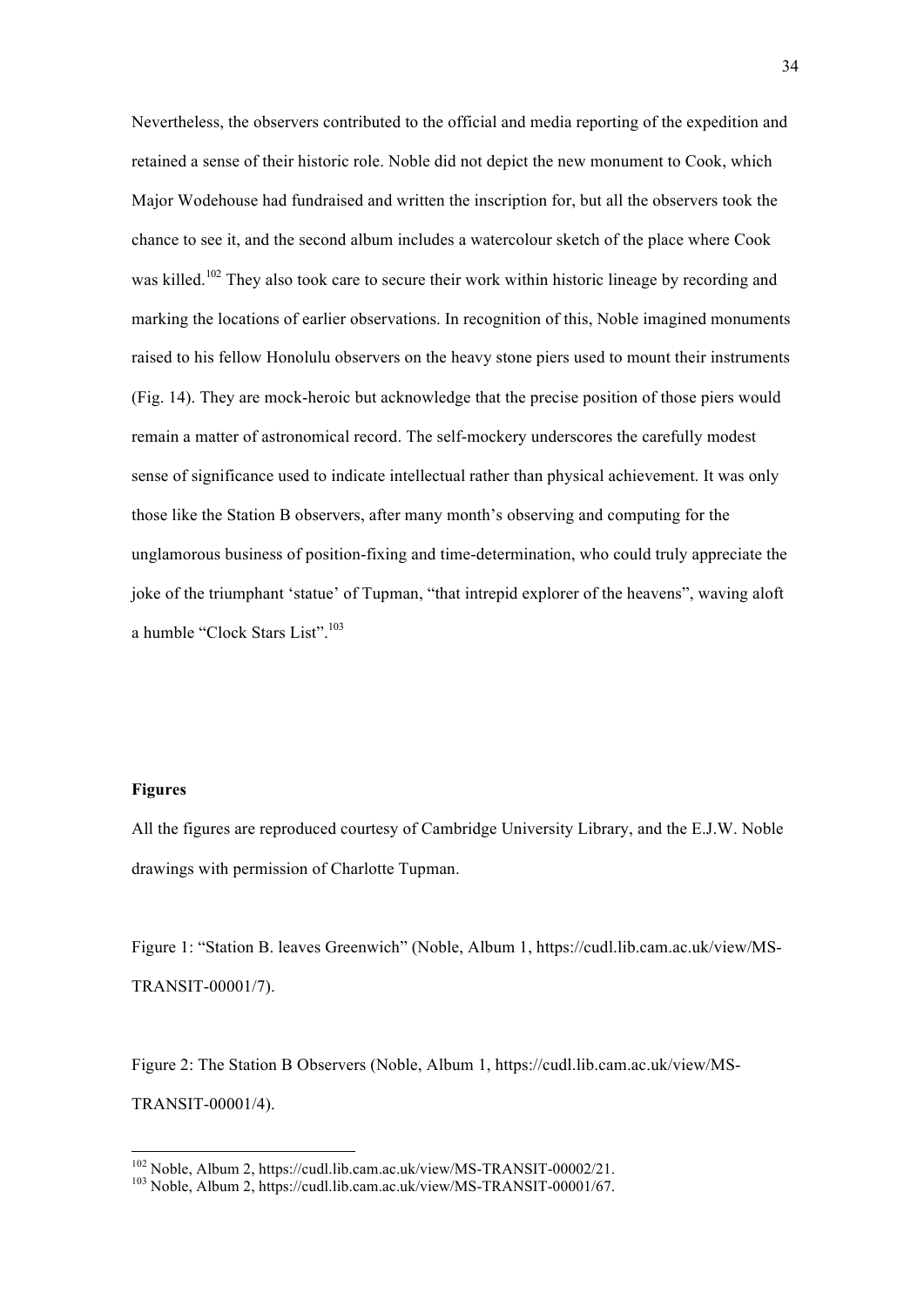Nevertheless, the observers contributed to the official and media reporting of the expedition and retained a sense of their historic role. Noble did not depict the new monument to Cook, which Major Wodehouse had fundraised and written the inscription for, but all the observers took the chance to see it, and the second album includes a watercolour sketch of the place where Cook was killed.[102] They also took care to secure their work within historic lineage by recording and marking the locations of earlier observations. In recognition of this, Noble imagined monuments raised to his fellow Honolulu observers on the heavy stone piers used to mount their instruments (Fig. 14). They are mock-heroic but acknowledge that the precise position of those piers would remain a matter of astronomical record. The self-mockery underscores the carefully modest sense of significance used to indicate intellectual rather than physical achievement. It was only those like the Station B observers, after many month's observing and computing for the unglamorous business of position-fixing and time-determination, who could truly appreciate the joke of the triumphant 'statue' of Tupman, "that intrepid explorer of the heavens", waving aloft a humble "Clock Stars List".[103]

**Figures**

All the figures are reproduced courtesy of Cambridge University Library, and the E.J.W. Noble drawings with permission of Charlotte Tupman.

Figure 1: "Station B. leaves Greenwich" (Noble, Album 1, https://cudl.lib.cam.ac.uk/view/MS-TRANSIT-00001/7).

Figure 2: The Station B Observers (Noble, Album 1, https://cudl.lib.cam.ac.uk/view/MS-TRANSIT-00001/4).

---

[102] Noble, Album 2, https://cudl.lib.cam.ac.uk/view/MS-TRANSIT-00002/21.

[103] Noble, Album 2, https://cudl.lib.cam.ac.uk/view/MS-TRANSIT-00001/67.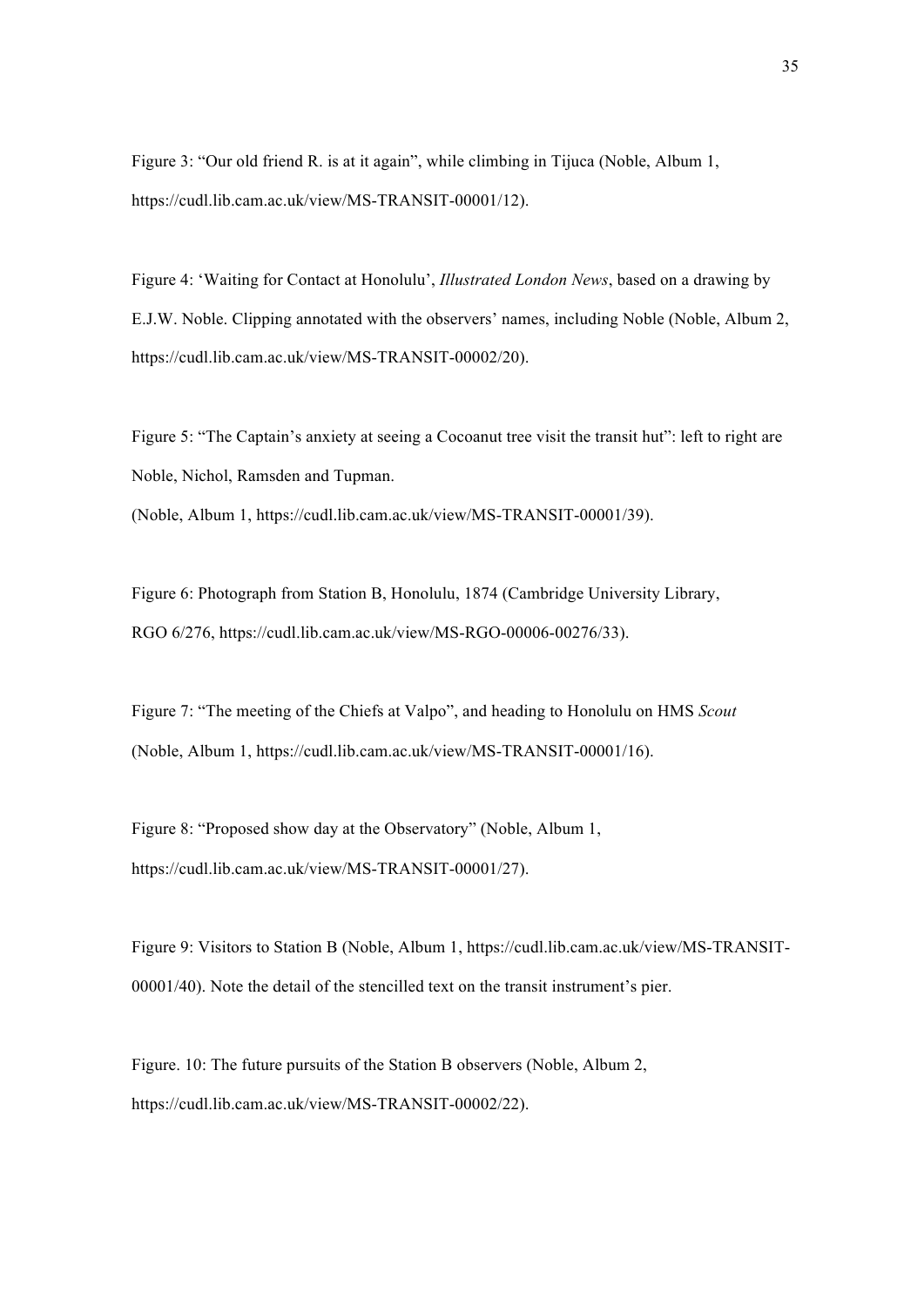Figure 3: “Our old friend R. is at it again”, while climbing in Tijuca (Noble, Album 1, https://cudl.lib.cam.ac.uk/view/MS-TRANSIT-00001/12).

Figure 4: ‘Waiting for Contact at Honolulu’, *Illustrated London News*, based on a drawing by E.J.W. Noble. Clipping annotated with the observers’ names, including Noble (Noble, Album 2, https://cudl.lib.cam.ac.uk/view/MS-TRANSIT-00002/20).

Figure 5: “The Captain’s anxiety at seeing a Cocoanut tree visit the transit hut”: left to right are Noble, Nichol, Ramsden and Tupman.
(Noble, Album 1, https://cudl.lib.cam.ac.uk/view/MS-TRANSIT-00001/39).

Figure 6: Photograph from Station B, Honolulu, 1874 (Cambridge University Library, RGO 6/276, https://cudl.lib.cam.ac.uk/view/MS-RGO-00006-00276/33).

Figure 7: “The meeting of the Chiefs at Valpo”, and heading to Honolulu on HMS *Scout* (Noble, Album 1, https://cudl.lib.cam.ac.uk/view/MS-TRANSIT-00001/16).

Figure 8: “Proposed show day at the Observatory” (Noble, Album 1, https://cudl.lib.cam.ac.uk/view/MS-TRANSIT-00001/27).

Figure 9: Visitors to Station B (Noble, Album 1, https://cudl.lib.cam.ac.uk/view/MS-TRANSIT-00001/40). Note the detail of the stencilled text on the transit instrument’s pier.

Figure. 10: The future pursuits of the Station B observers (Noble, Album 2, https://cudl.lib.cam.ac.uk/view/MS-TRANSIT-00002/22).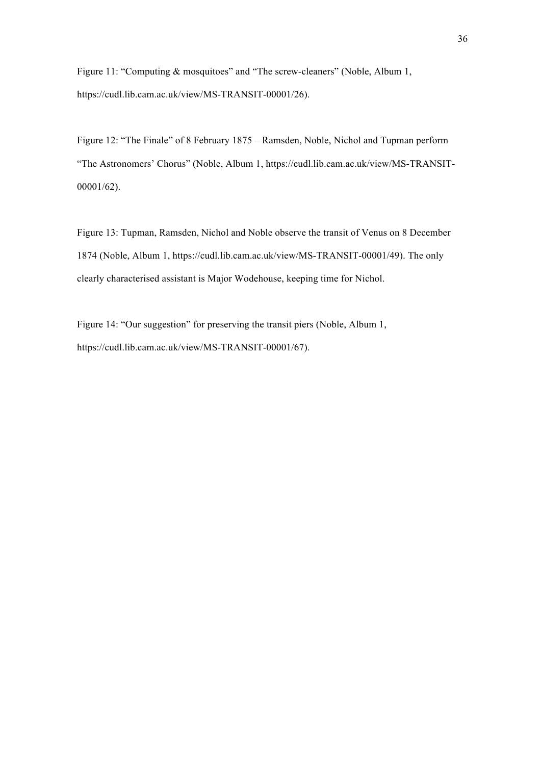Figure 11: “Computing & mosquitoes” and “The screw-cleaners” (Noble, Album 1, https://cudl.lib.cam.ac.uk/view/MS-TRANSIT-00001/26).

Figure 12: “The Finale” of 8 February 1875 – Ramsden, Noble, Nichol and Tupman perform “The Astronomers’ Chorus” (Noble, Album 1, https://cudl.lib.cam.ac.uk/view/MS-TRANSIT-00001/62).

Figure 13: Tupman, Ramsden, Nichol and Noble observe the transit of Venus on 8 December 1874 (Noble, Album 1, https://cudl.lib.cam.ac.uk/view/MS-TRANSIT-00001/49). The only clearly characterised assistant is Major Wodehouse, keeping time for Nichol.

Figure 14: “Our suggestion” for preserving the transit piers (Noble, Album 1, https://cudl.lib.cam.ac.uk/view/MS-TRANSIT-00001/67).